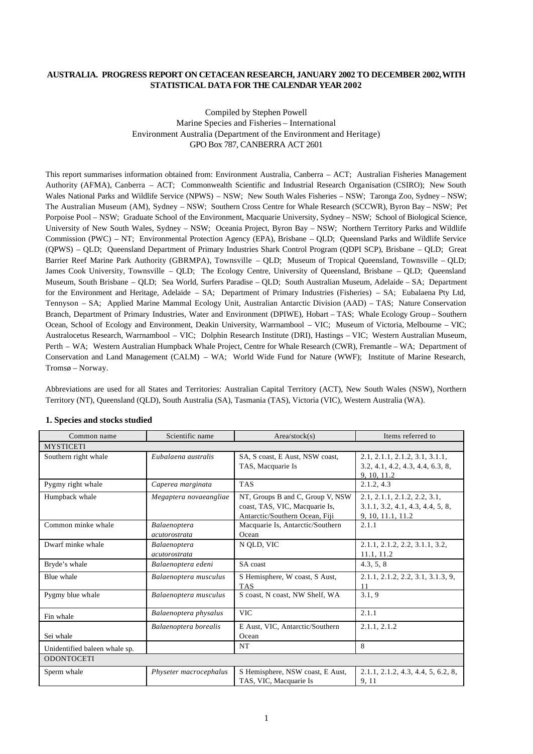**AUSTRALIA. PROGRESS REPORT ON CETACEAN RESEARCH, JANUARY 2002 TO DECEMBER 2002, WITH STATISTICAL DATA FOR THE CALENDAR YEAR 2002**

Compiled by Stephen Powell
Marine Species and Fisheries – International
Environment Australia (Department of the Environment and Heritage)
GPO Box 787, CANBERRA ACT 2601

This report summarises information obtained from: Environment Australia, Canberra – ACT; Australian Fisheries Management Authority (AFMA), Canberra – ACT; Commonwealth Scientific and Industrial Research Organisation (CSIRO); New South Wales National Parks and Wildlife Service (NPWS) – NSW; New South Wales Fisheries – NSW; Taronga Zoo, Sydney – NSW; The Australian Museum (AM), Sydney – NSW; Southern Cross Centre for Whale Research (SCCWR), Byron Bay – NSW; Pet Porpoise Pool – NSW; Graduate School of the Environment, Macquarie University, Sydney – NSW; School of Biological Science, University of New South Wales, Sydney – NSW; Oceania Project, Byron Bay – NSW; Northern Territory Parks and Wildlife Commission (PWC) – NT; Environmental Protection Agency (EPA), Brisbane – QLD; Queensland Parks and Wildlife Service (QPWS) – QLD; Queensland Department of Primary Industries Shark Control Program (QDPI SCP), Brisbane – QLD; Great Barrier Reef Marine Park Authority (GBRMPA), Townsville – QLD; Museum of Tropical Queensland, Townsville – QLD; James Cook University, Townsville – QLD; The Ecology Centre, University of Queensland, Brisbane – QLD; Queensland Museum, South Brisbane – QLD; Sea World, Surfers Paradise – QLD; South Australian Museum, Adelaide – SA; Department for the Environment and Heritage, Adelaide – SA; Department of Primary Industries (Fisheries) – SA; Eubalaena Pty Ltd, Tennyson – SA; Applied Marine Mammal Ecology Unit, Australian Antarctic Division (AAD) – TAS; Nature Conservation Branch, Department of Primary Industries, Water and Environment (DPIWE), Hobart – TAS; Whale Ecology Group – Southern Ocean, School of Ecology and Environment, Deakin University, Warrnambool – VIC; Museum of Victoria, Melbourne – VIC; Australocetus Research, Warrnambool – VIC; Dolphin Research Institute (DRI), Hastings – VIC; Western Australian Museum, Perth – WA; Western Australian Humpback Whale Project, Centre for Whale Research (CWR), Fremantle – WA; Department of Conservation and Land Management (CALM) – WA; World Wide Fund for Nature (WWF); Institute of Marine Research, Tromsø – Norway.

Abbreviations are used for all States and Territories: Australian Capital Territory (ACT), New South Wales (NSW), Northern Territory (NT), Queensland (QLD), South Australia (SA), Tasmania (TAS), Victoria (VIC), Western Australia (WA).

## 1. Species and stocks studied

| Common name | Scientific name | Area/stock(s) | Items referred to |
|---|---|---|---|
| MYSTICETI | | | |
| Southern right whale | *Eubalaena australis* | SA, S coast, E Aust, NSW coast, TAS, Macquarie Is | 2.1, 2.1.1, 2.1.2, 3.1, 3.1.1, 3.2, 4.1, 4.2, 4.3, 4.4, 6.3, 8, 9, 10, 11.2 |
| Pygmy right whale | *Caperea marginata* | TAS | 2.1.2, 4.3 |
| Humpback whale | *Megaptera novaeangliae* | NT, Groups B and C, Group V, NSW coast, TAS, VIC, Macquarie Is, Antarctic/Southern Ocean, Fiji | 2.1, 2.1.1, 2.1.2, 2.2, 3.1, 3.1.1, 3.2, 4.1, 4.3, 4.4, 5, 8, 9, 10, 11.1, 11.2 |
| Common minke whale | *Balaenoptera acutorostrata* | Macquarie Is, Antarctic/Southern Ocean | 2.1.1 |
| Dwarf minke whale | *Balaenoptera acutorostrata* | N QLD, VIC | 2.1.1, 2.1.2, 2.2, 3.1.1, 3.2, 11.1, 11.2 |
| Bryde's whale | *Balaenoptera edeni* | SA coast | 4.3, 5, 8 |
| Blue whale | *Balaenoptera musculus* | S Hemisphere, W coast, S Aust, TAS | 2.1.1, 2.1.2, 2.2, 3.1, 3.1.3, 9, 11 |
| Pygmy blue whale | *Balaenoptera musculus* | S coast, N coast, NW Shelf, WA | 3.1, 9 |
| Fin whale | *Balaenoptera physalus* | VIC | 2.1.1 |
| Sei whale | *Balaenoptera borealis* | E Aust, VIC, Antarctic/Southern Ocean | 2.1.1, 2.1.2 |
| Unidentified baleen whale sp. | | NT | 8 |
| ODONTOCETI | | | |
| Sperm whale | *Physeter macrocephalus* | S Hemisphere, NSW coast, E Aust, TAS, VIC, Macquarie Is | 2.1.1, 2.1.2, 4.3, 4.4, 5, 6.2, 8, 9, 11 |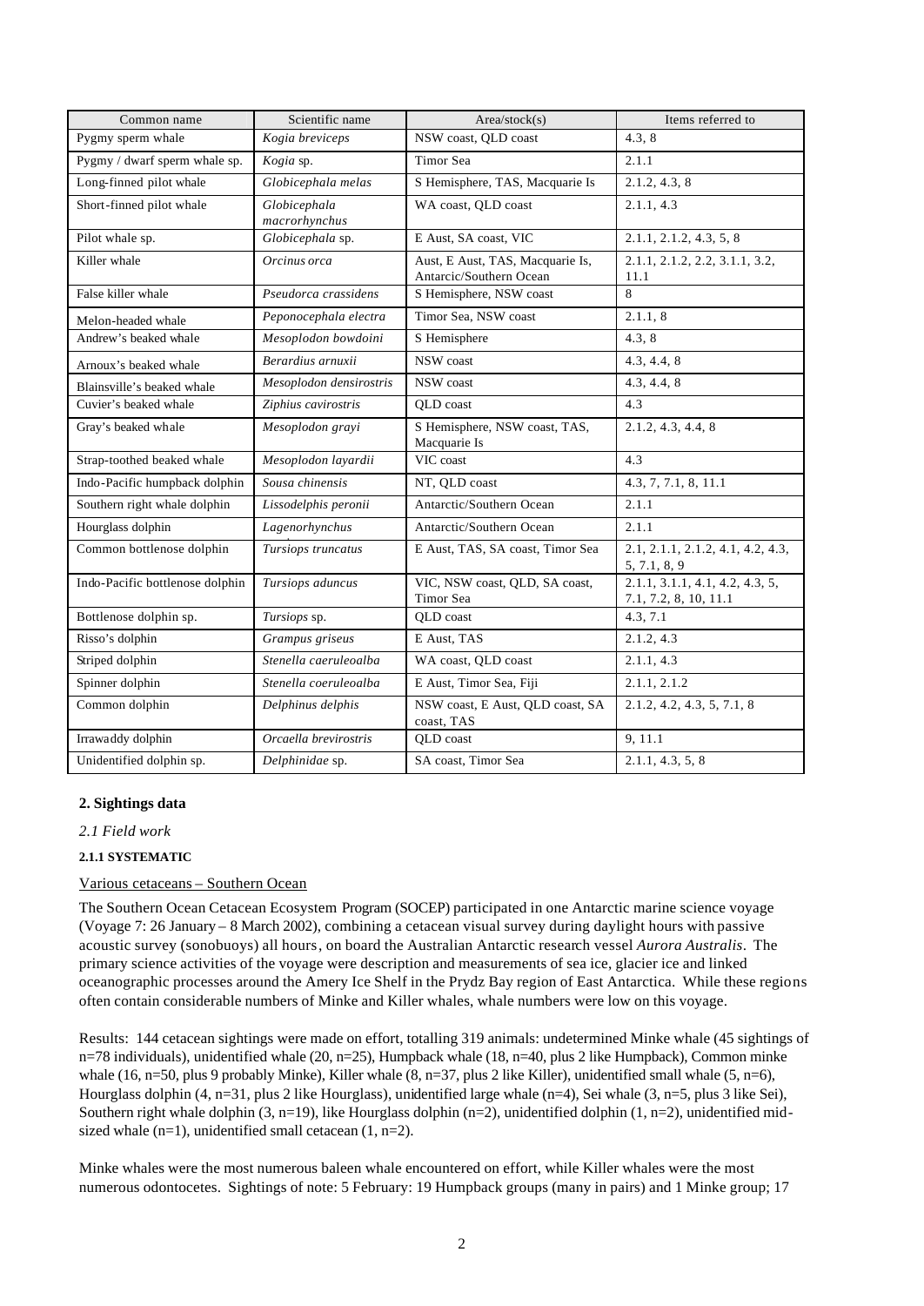| Common name | Scientific name | Area/stock(s) | Items referred to |
|---|---|---|---|
| Pygmy sperm whale | *Kogia breviceps* | NSW coast, QLD coast | 4.3, 8 |
| Pygmy / dwarf sperm whale sp. | *Kogia* sp. | Timor Sea | 2.1.1 |
| Long-finned pilot whale | *Globicephala melas* | S Hemisphere, TAS, Macquarie Is | 2.1.2, 4.3, 8 |
| Short-finned pilot whale | *Globicephala macrorhynchus* | WA coast, QLD coast | 2.1.1, 4.3 |
| Pilot whale sp. | *Globicephala* sp. | E Aust, SA coast, VIC | 2.1.1, 2.1.2, 4.3, 5, 8 |
| Killer whale | *Orcinus orca* | Aust, E Aust, TAS, Macquarie Is, Antarcic/Southern Ocean | 2.1.1, 2.1.2, 2.2, 3.1.1, 3.2, 11.1 |
| False killer whale | *Pseudorca crassidens* | S Hemisphere, NSW coast | 8 |
| Melon-headed whale | *Peponocephala electra* | Timor Sea, NSW coast | 2.1.1, 8 |
| Andrew's beaked whale | *Mesoplodon bowdoini* | S Hemisphere | 4.3, 8 |
| Arnoux's beaked whale | *Berardius arnuxii* | NSW coast | 4.3, 4.4, 8 |
| Blainsville's beaked whale | *Mesoplodon densirostris* | NSW coast | 4.3, 4.4, 8 |
| Cuvier's beaked whale | *Ziphius cavirostris* | QLD coast | 4.3 |
| Gray's beaked whale | *Mesoplodon grayi* | S Hemisphere, NSW coast, TAS, Macquarie Is | 2.1.2, 4.3, 4.4, 8 |
| Strap-toothed beaked whale | *Mesoplodon layardii* | VIC coast | 4.3 |
| Indo-Pacific humpback dolphin | *Sousa chinensis* | NT, QLD coast | 4.3, 7, 7.1, 8, 11.1 |
| Southern right whale dolphin | *Lissodelphis peronii* | Antarctic/Southern Ocean | 2.1.1 |
| Hourglass dolphin | *Lagenorhynchus* | Antarctic/Southern Ocean | 2.1.1 |
| Common bottlenose dolphin | *Tursiops truncatus* | E Aust, TAS, SA coast, Timor Sea | 2.1, 2.1.1, 2.1.2, 4.1, 4.2, 4.3, 5, 7.1, 8, 9 |
| Indo-Pacific bottlenose dolphin | *Tursiops aduncus* | VIC, NSW coast, QLD, SA coast, Timor Sea | 2.1.1, 3.1.1, 4.1, 4.2, 4.3, 5, 7.1, 7.2, 8, 10, 11.1 |
| Bottlenose dolphin sp. | *Tursiops* sp. | QLD coast | 4.3, 7.1 |
| Risso's dolphin | *Grampus griseus* | E Aust, TAS | 2.1.2, 4.3 |
| Striped dolphin | *Stenella caeruleoalba* | WA coast, QLD coast | 2.1.1, 4.3 |
| Spinner dolphin | *Stenella coeruleoalba* | E Aust, Timor Sea, Fiji | 2.1.1, 2.1.2 |
| Common dolphin | *Delphinus delphis* | NSW coast, E Aust, QLD coast, SA coast, TAS | 2.1.2, 4.2, 4.3, 5, 7.1, 8 |
| Irrawaddy dolphin | *Orcaella brevirostris* | QLD coast | 9, 11.1 |
| Unidentified dolphin sp. | *Delphinidae* sp. | SA coast, Timor Sea | 2.1.1, 4.3, 5, 8 |

## 2. Sightings data

### *2.1 Field work*

#### 2.1.1 SYSTEMATIC

Various cetaceans – Southern Ocean

The Southern Ocean Cetacean Ecosystem Program (SOCEP) participated in one Antarctic marine science voyage (Voyage 7: 26 January – 8 March 2002), combining a cetacean visual survey during daylight hours with passive acoustic survey (sonobuoys) all hours, on board the Australian Antarctic research vessel *Aurora Australis*. The primary science activities of the voyage were description and measurements of sea ice, glacier ice and linked oceanographic processes around the Amery Ice Shelf in the Prydz Bay region of East Antarctica. While these regions often contain considerable numbers of Minke and Killer whales, whale numbers were low on this voyage.

Results: 144 cetacean sightings were made on effort, totalling 319 animals: undetermined Minke whale (45 sightings of n=78 individuals), unidentified whale (20, n=25), Humpback whale (18, n=40, plus 2 like Humpback), Common minke whale (16, n=50, plus 9 probably Minke), Killer whale (8, n=37, plus 2 like Killer), unidentified small whale (5, n=6), Hourglass dolphin (4, n=31, plus 2 like Hourglass), unidentified large whale (n=4), Sei whale (3, n=5, plus 3 like Sei), Southern right whale dolphin (3, n=19), like Hourglass dolphin (n=2), unidentified dolphin (1, n=2), unidentified mid-sized whale (n=1), unidentified small cetacean (1, n=2).

Minke whales were the most numerous baleen whale encountered on effort, while Killer whales were the most numerous odontocetes. Sightings of note: 5 February: 19 Humpback groups (many in pairs) and 1 Minke group; 17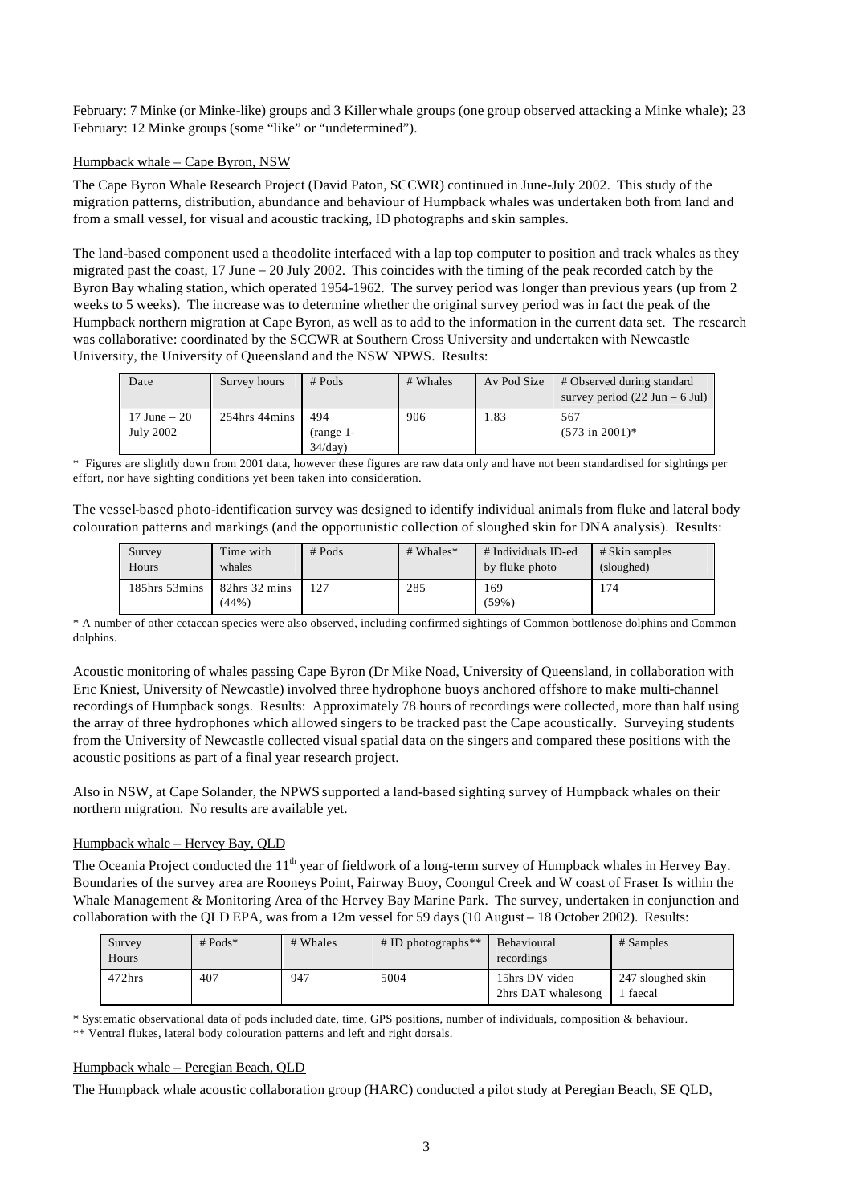February: 7 Minke (or Minke-like) groups and 3 Killer whale groups (one group observed attacking a Minke whale); 23 February: 12 Minke groups (some "like" or "undetermined").

Humpback whale – Cape Byron, NSW

The Cape Byron Whale Research Project (David Paton, SCCWR) continued in June-July 2002. This study of the migration patterns, distribution, abundance and behaviour of Humpback whales was undertaken both from land and from a small vessel, for visual and acoustic tracking, ID photographs and skin samples.

The land-based component used a theodolite interfaced with a lap top computer to position and track whales as they migrated past the coast, 17 June – 20 July 2002. This coincides with the timing of the peak recorded catch by the Byron Bay whaling station, which operated 1954-1962. The survey period was longer than previous years (up from 2 weeks to 5 weeks). The increase was to determine whether the original survey period was in fact the peak of the Humpback northern migration at Cape Byron, as well as to add to the information in the current data set. The research was collaborative: coordinated by the SCCWR at Southern Cross University and undertaken with Newcastle University, the University of Queensland and the NSW NPWS. Results:

| Date | Survey hours | # Pods | # Whales | Av Pod Size | # Observed during standard survey period (22 Jun – 6 Jul) |
|---|---|---|---|---|---|
| 17 June – 20 July 2002 | 254hrs 44mins | 494 (range 1-34/day) | 906 | 1.83 | 567 (573 in 2001)* |

\* Figures are slightly down from 2001 data, however these figures are raw data only and have not been standardised for sightings per effort, nor have sighting conditions yet been taken into consideration.

The vessel-based photo-identification survey was designed to identify individual animals from fluke and lateral body colouration patterns and markings (and the opportunistic collection of sloughed skin for DNA analysis). Results:

| Survey Hours | Time with whales | # Pods | # Whales* | # Individuals ID-ed by fluke photo | # Skin samples (sloughed) |
|---|---|---|---|---|---|
| 185hrs 53mins | 82hrs 32 mins (44%) | 127 | 285 | 169 (59%) | 174 |

\* A number of other cetacean species were also observed, including confirmed sightings of Common bottlenose dolphins and Common dolphins.

Acoustic monitoring of whales passing Cape Byron (Dr Mike Noad, University of Queensland, in collaboration with Eric Kniest, University of Newcastle) involved three hydrophone buoys anchored offshore to make multi-channel recordings of Humpback songs. Results: Approximately 78 hours of recordings were collected, more than half using the array of three hydrophones which allowed singers to be tracked past the Cape acoustically. Surveying students from the University of Newcastle collected visual spatial data on the singers and compared these positions with the acoustic positions as part of a final year research project.

Also in NSW, at Cape Solander, the NPWS supported a land-based sighting survey of Humpback whales on their northern migration. No results are available yet.

Humpback whale – Hervey Bay, QLD

The Oceania Project conducted the 11th year of fieldwork of a long-term survey of Humpback whales in Hervey Bay. Boundaries of the survey area are Rooneys Point, Fairway Buoy, Coongul Creek and W coast of Fraser Is within the Whale Management & Monitoring Area of the Hervey Bay Marine Park. The survey, undertaken in conjunction and collaboration with the QLD EPA, was from a 12m vessel for 59 days (10 August – 18 October 2002). Results:

| Survey Hours | # Pods* | # Whales | # ID photographs** | Behavioural recordings | # Samples |
|---|---|---|---|---|---|
| 472hrs | 407 | 947 | 5004 | 15hrs DV video 2hrs DAT whalesong | 247 sloughed skin 1 faecal |

\* Systematic observational data of pods included date, time, GPS positions, number of individuals, composition & behaviour.
\** Ventral flukes, lateral body colouration patterns and left and right dorsals.

Humpback whale – Peregian Beach, QLD

The Humpback whale acoustic collaboration group (HARC) conducted a pilot study at Peregian Beach, SE QLD,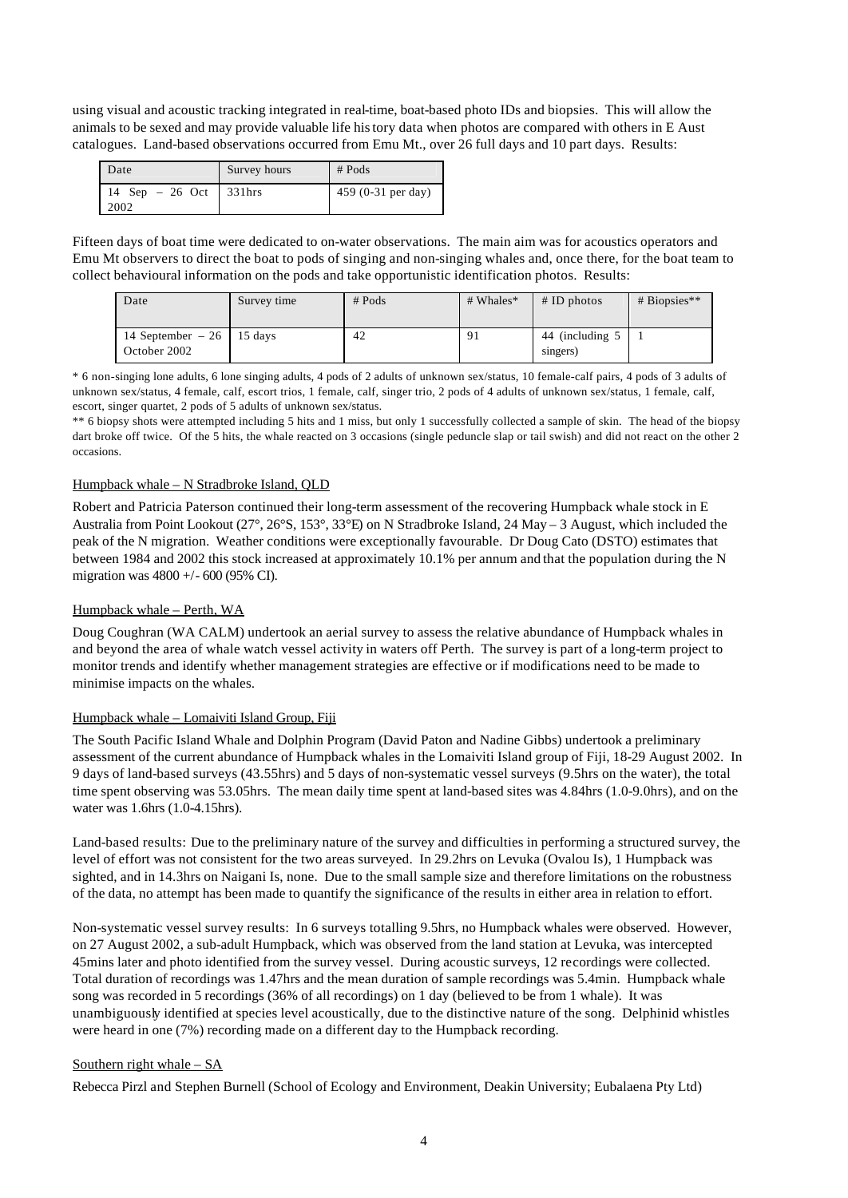using visual and acoustic tracking integrated in real-time, boat-based photo IDs and biopsies. This will allow the animals to be sexed and may provide valuable life history data when photos are compared with others in E Aust catalogues. Land-based observations occurred from Emu Mt., over 26 full days and 10 part days. Results:

| Date | Survey hours | # Pods |
|---|---|---|
| 14 Sep – 26 Oct 2002 | 331hrs | 459 (0-31 per day) |

Fifteen days of boat time were dedicated to on-water observations. The main aim was for acoustics operators and Emu Mt observers to direct the boat to pods of singing and non-singing whales and, once there, for the boat team to collect behavioural information on the pods and take opportunistic identification photos. Results:

| Date | Survey time | # Pods | # Whales* | # ID photos | # Biopsies** |
|---|---|---|---|---|---|
| 14 September – 26 October 2002 | 15 days | 42 | 91 | 44 (including 5 singers) | 1 |

\* 6 non-singing lone adults, 6 lone singing adults, 4 pods of 2 adults of unknown sex/status, 10 female-calf pairs, 4 pods of 3 adults of unknown sex/status, 4 female, calf, escort trios, 1 female, calf, singer trio, 2 pods of 4 adults of unknown sex/status, 1 female, calf, escort, singer quartet, 2 pods of 5 adults of unknown sex/status.

\*\* 6 biopsy shots were attempted including 5 hits and 1 miss, but only 1 successfully collected a sample of skin. The head of the biopsy dart broke off twice. Of the 5 hits, the whale reacted on 3 occasions (single peduncle slap or tail swish) and did not react on the other 2 occasions.

### Humpback whale – N Stradbroke Island, QLD

Robert and Patricia Paterson continued their long-term assessment of the recovering Humpback whale stock in E Australia from Point Lookout (27°, 26°S, 153°, 33°E) on N Stradbroke Island, 24 May – 3 August, which included the peak of the N migration. Weather conditions were exceptionally favourable. Dr Doug Cato (DSTO) estimates that between 1984 and 2002 this stock increased at approximately 10.1% per annum and that the population during the N migration was 4800 +/- 600 (95% CI).

### Humpback whale – Perth, WA

Doug Coughran (WA CALM) undertook an aerial survey to assess the relative abundance of Humpback whales in and beyond the area of whale watch vessel activity in waters off Perth. The survey is part of a long-term project to monitor trends and identify whether management strategies are effective or if modifications need to be made to minimise impacts on the whales.

### Humpback whale – Lomaiviti Island Group, Fiji

The South Pacific Island Whale and Dolphin Program (David Paton and Nadine Gibbs) undertook a preliminary assessment of the current abundance of Humpback whales in the Lomaiviti Island group of Fiji, 18-29 August 2002. In 9 days of land-based surveys (43.55hrs) and 5 days of non-systematic vessel surveys (9.5hrs on the water), the total time spent observing was 53.05hrs. The mean daily time spent at land-based sites was 4.84hrs (1.0-9.0hrs), and on the water was 1.6hrs (1.0-4.15hrs).

Land-based results: Due to the preliminary nature of the survey and difficulties in performing a structured survey, the level of effort was not consistent for the two areas surveyed. In 29.2hrs on Levuka (Ovalou Is), 1 Humpback was sighted, and in 14.3hrs on Naigani Is, none. Due to the small sample size and therefore limitations on the robustness of the data, no attempt has been made to quantify the significance of the results in either area in relation to effort.

Non-systematic vessel survey results: In 6 surveys totalling 9.5hrs, no Humpback whales were observed. However, on 27 August 2002, a sub-adult Humpback, which was observed from the land station at Levuka, was intercepted 45mins later and photo identified from the survey vessel. During acoustic surveys, 12 recordings were collected. Total duration of recordings was 1.47hrs and the mean duration of sample recordings was 5.4min. Humpback whale song was recorded in 5 recordings (36% of all recordings) on 1 day (believed to be from 1 whale). It was unambiguously identified at species level acoustically, due to the distinctive nature of the song. Delphinid whistles were heard in one (7%) recording made on a different day to the Humpback recording.

### Southern right whale – SA

Rebecca Pirzl and Stephen Burnell (School of Ecology and Environment, Deakin University; Eubalaena Pty Ltd)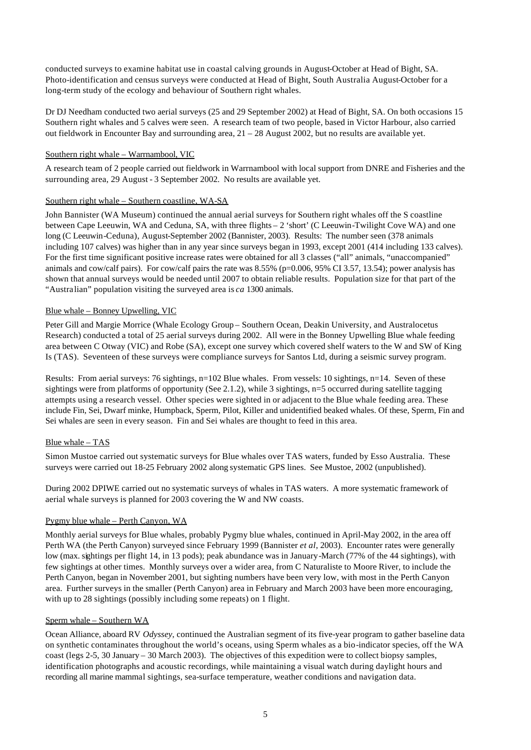conducted surveys to examine habitat use in coastal calving grounds in August-October at Head of Bight, SA. Photo-identification and census surveys were conducted at Head of Bight, South Australia August-October for a long-term study of the ecology and behaviour of Southern right whales.

Dr DJ Needham conducted two aerial surveys (25 and 29 September 2002) at Head of Bight, SA. On both occasions 15 Southern right whales and 5 calves were seen. A research team of two people, based in Victor Harbour, also carried out fieldwork in Encounter Bay and surrounding area, 21 – 28 August 2002, but no results are available yet.

Southern right whale – Warrnambool, VIC

A research team of 2 people carried out fieldwork in Warrnambool with local support from DNRE and Fisheries and the surrounding area, 29 August - 3 September 2002. No results are available yet.

Southern right whale – Southern coastline, WA-SA

John Bannister (WA Museum) continued the annual aerial surveys for Southern right whales off the S coastline between Cape Leeuwin, WA and Ceduna, SA, with three flights – 2 'short' (C Leeuwin-Twilight Cove WA) and one long (C Leeuwin-Ceduna), August-September 2002 (Bannister, 2003). Results: The number seen (378 animals including 107 calves) was higher than in any year since surveys began in 1993, except 2001 (414 including 133 calves). For the first time significant positive increase rates were obtained for all 3 classes ("all" animals, "unaccompanied" animals and cow/calf pairs). For cow/calf pairs the rate was 8.55% ($p$=0.006, 95% CI 3.57, 13.54); power analysis has shown that annual surveys would be needed until 2007 to obtain reliable results. Population size for that part of the "Australian" population visiting the surveyed area is *ca* 1300 animals.

Blue whale – Bonney Upwelling, VIC

Peter Gill and Margie Morrice (Whale Ecology Group – Southern Ocean, Deakin University, and Australocetus Research) conducted a total of 25 aerial surveys during 2002. All were in the Bonney Upwelling Blue whale feeding area between C Otway (VIC) and Robe (SA), except one survey which covered shelf waters to the W and SW of King Is (TAS). Seventeen of these surveys were compliance surveys for Santos Ltd, during a seismic survey program.

Results: From aerial surveys: 76 sightings, $n$=102 Blue whales. From vessels: 10 sightings, $n$=14. Seven of these sightings were from platforms of opportunity (See 2.1.2), while 3 sightings, $n$=5 occurred during satellite tagging attempts using a research vessel. Other species were sighted in or adjacent to the Blue whale feeding area. These include Fin, Sei, Dwarf minke, Humpback, Sperm, Pilot, Killer and unidentified beaked whales. Of these, Sperm, Fin and Sei whales are seen in every season. Fin and Sei whales are thought to feed in this area.

Blue whale – TAS

Simon Mustoe carried out systematic surveys for Blue whales over TAS waters, funded by Esso Australia. These surveys were carried out 18-25 February 2002 along systematic GPS lines. See Mustoe, 2002 (unpublished).

During 2002 DPIWE carried out no systematic surveys of whales in TAS waters. A more systematic framework of aerial whale surveys is planned for 2003 covering the W and NW coasts.

Pygmy blue whale – Perth Canyon, WA

Monthly aerial surveys for Blue whales, probably Pygmy blue whales, continued in April-May 2002, in the area off Perth WA (the Perth Canyon) surveyed since February 1999 (Bannister *et al*, 2003). Encounter rates were generally low (max. sightings per flight 14, in 13 pods); peak abundance was in January-March (77% of the 44 sightings), with few sightings at other times. Monthly surveys over a wider area, from C Naturaliste to Moore River, to include the Perth Canyon, began in November 2001, but sighting numbers have been very low, with most in the Perth Canyon area. Further surveys in the smaller (Perth Canyon) area in February and March 2003 have been more encouraging, with up to 28 sightings (possibly including some repeats) on 1 flight.

Sperm whale – Southern WA

Ocean Alliance, aboard RV *Odyssey*, continued the Australian segment of its five-year program to gather baseline data on synthetic contaminates throughout the world's oceans, using Sperm whales as a bio-indicator species, off the WA coast (legs 2-5, 30 January – 30 March 2003). The objectives of this expedition were to collect biopsy samples, identification photographs and acoustic recordings, while maintaining a visual watch during daylight hours and recording all marine mammal sightings, sea-surface temperature, weather conditions and navigation data.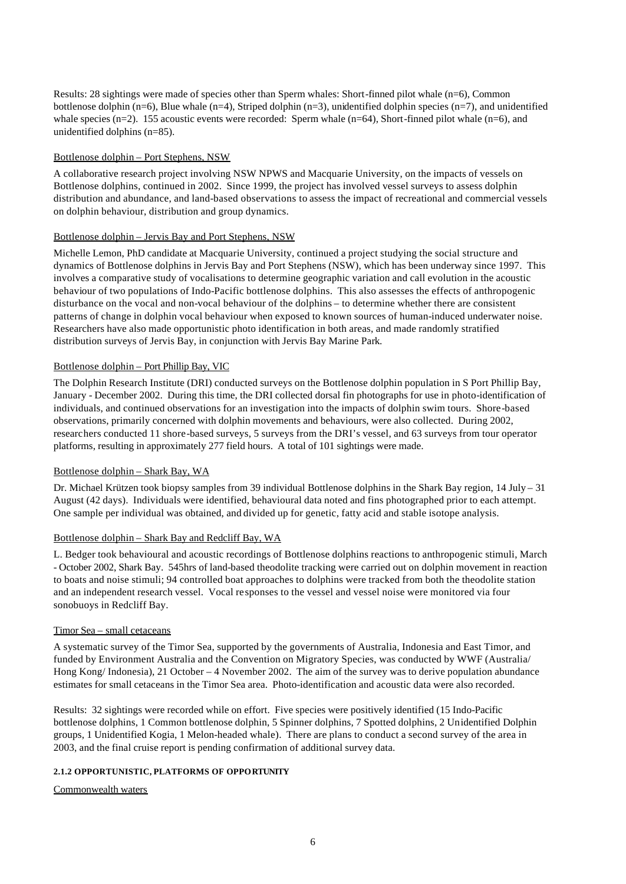Results: 28 sightings were made of species other than Sperm whales: Short-finned pilot whale (n=6), Common bottlenose dolphin (n=6), Blue whale (n=4), Striped dolphin (n=3), unidentified dolphin species (n=7), and unidentified whale species (n=2). 155 acoustic events were recorded: Sperm whale (n=64), Short-finned pilot whale (n=6), and unidentified dolphins (n=85).

Bottlenose dolphin – Port Stephens, NSW

A collaborative research project involving NSW NPWS and Macquarie University, on the impacts of vessels on Bottlenose dolphins, continued in 2002. Since 1999, the project has involved vessel surveys to assess dolphin distribution and abundance, and land-based observations to assess the impact of recreational and commercial vessels on dolphin behaviour, distribution and group dynamics.

Bottlenose dolphin – Jervis Bay and Port Stephens, NSW

Michelle Lemon, PhD candidate at Macquarie University, continued a project studying the social structure and dynamics of Bottlenose dolphins in Jervis Bay and Port Stephens (NSW), which has been underway since 1997. This involves a comparative study of vocalisations to determine geographic variation and call evolution in the acoustic behaviour of two populations of Indo-Pacific bottlenose dolphins. This also assesses the effects of anthropogenic disturbance on the vocal and non-vocal behaviour of the dolphins – to determine whether there are consistent patterns of change in dolphin vocal behaviour when exposed to known sources of human-induced underwater noise. Researchers have also made opportunistic photo identification in both areas, and made randomly stratified distribution surveys of Jervis Bay, in conjunction with Jervis Bay Marine Park.

Bottlenose dolphin – Port Phillip Bay, VIC

The Dolphin Research Institute (DRI) conducted surveys on the Bottlenose dolphin population in S Port Phillip Bay, January - December 2002. During this time, the DRI collected dorsal fin photographs for use in photo-identification of individuals, and continued observations for an investigation into the impacts of dolphin swim tours. Shore-based observations, primarily concerned with dolphin movements and behaviours, were also collected. During 2002, researchers conducted 11 shore-based surveys, 5 surveys from the DRI's vessel, and 63 surveys from tour operator platforms, resulting in approximately 277 field hours. A total of 101 sightings were made.

Bottlenose dolphin – Shark Bay, WA

Dr. Michael Krützen took biopsy samples from 39 individual Bottlenose dolphins in the Shark Bay region, 14 July – 31 August (42 days). Individuals were identified, behavioural data noted and fins photographed prior to each attempt. One sample per individual was obtained, and divided up for genetic, fatty acid and stable isotope analysis.

Bottlenose dolphin – Shark Bay and Redcliff Bay, WA

L. Bedger took behavioural and acoustic recordings of Bottlenose dolphins reactions to anthropogenic stimuli, March - October 2002, Shark Bay. 545hrs of land-based theodolite tracking were carried out on dolphin movement in reaction to boats and noise stimuli; 94 controlled boat approaches to dolphins were tracked from both the theodolite station and an independent research vessel. Vocal responses to the vessel and vessel noise were monitored via four sonobuoys in Redcliff Bay.

Timor Sea – small cetaceans

A systematic survey of the Timor Sea, supported by the governments of Australia, Indonesia and East Timor, and funded by Environment Australia and the Convention on Migratory Species, was conducted by WWF (Australia/ Hong Kong/ Indonesia), 21 October – 4 November 2002. The aim of the survey was to derive population abundance estimates for small cetaceans in the Timor Sea area. Photo-identification and acoustic data were also recorded.

Results: 32 sightings were recorded while on effort. Five species were positively identified (15 Indo-Pacific bottlenose dolphins, 1 Common bottlenose dolphin, 5 Spinner dolphins, 7 Spotted dolphins, 2 Unidentified Dolphin groups, 1 Unidentified Kogia, 1 Melon-headed whale). There are plans to conduct a second survey of the area in 2003, and the final cruise report is pending confirmation of additional survey data.

#### 2.1.2 OPPORTUNISTIC, PLATFORMS OF OPPORTUNITY

Commonwealth waters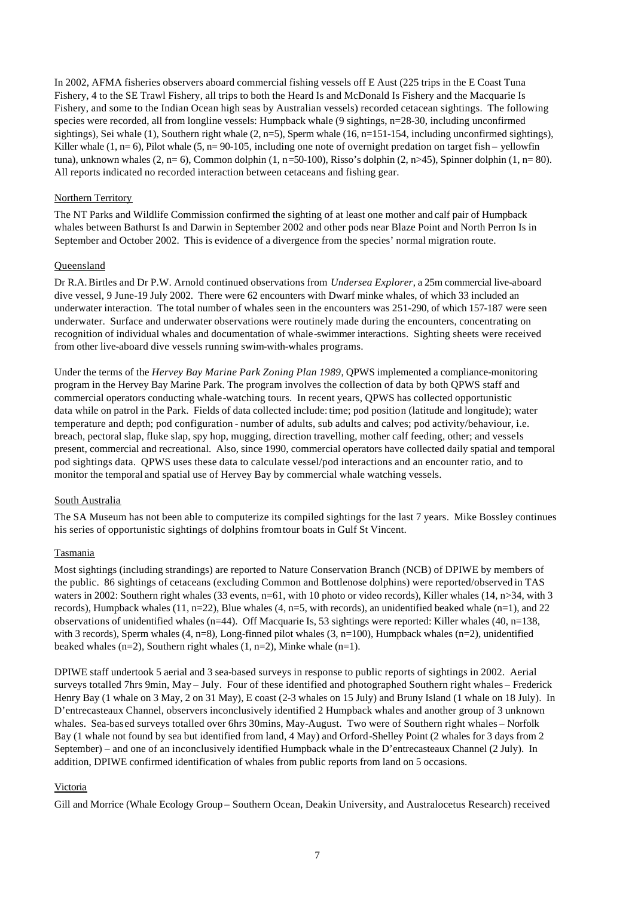In 2002, AFMA fisheries observers aboard commercial fishing vessels off E Aust (225 trips in the E Coast Tuna Fishery, 4 to the SE Trawl Fishery, all trips to both the Heard Is and McDonald Is Fishery and the Macquarie Is Fishery, and some to the Indian Ocean high seas by Australian vessels) recorded cetacean sightings. The following species were recorded, all from longline vessels: Humpback whale (9 sightings, n=28-30, including unconfirmed sightings), Sei whale (1), Southern right whale (2, n=5), Sperm whale (16, n=151-154, including unconfirmed sightings), Killer whale (1, n= 6), Pilot whale (5, n= 90-105, including one note of overnight predation on target fish – yellowfin tuna), unknown whales (2, n= 6), Common dolphin (1, n=50-100), Risso's dolphin (2, n>45), Spinner dolphin (1, n= 80). All reports indicated no recorded interaction between cetaceans and fishing gear.

Northern Territory

The NT Parks and Wildlife Commission confirmed the sighting of at least one mother and calf pair of Humpback whales between Bathurst Is and Darwin in September 2002 and other pods near Blaze Point and North Perron Is in September and October 2002. This is evidence of a divergence from the species' normal migration route.

Queensland

Dr R.A. Birtles and Dr P.W. Arnold continued observations from *Undersea Explorer*, a 25m commercial live-aboard dive vessel, 9 June-19 July 2002. There were 62 encounters with Dwarf minke whales, of which 33 included an underwater interaction. The total number of whales seen in the encounters was 251-290, of which 157-187 were seen underwater. Surface and underwater observations were routinely made during the encounters, concentrating on recognition of individual whales and documentation of whale-swimmer interactions. Sighting sheets were received from other live-aboard dive vessels running swim-with-whales programs.

Under the terms of the *Hervey Bay Marine Park Zoning Plan 1989*, QPWS implemented a compliance-monitoring program in the Hervey Bay Marine Park. The program involves the collection of data by both QPWS staff and commercial operators conducting whale-watching tours. In recent years, QPWS has collected opportunistic data while on patrol in the Park. Fields of data collected include: time; pod position (latitude and longitude); water temperature and depth; pod configuration - number of adults, sub adults and calves; pod activity/behaviour, i.e. breach, pectoral slap, fluke slap, spy hop, mugging, direction travelling, mother calf feeding, other; and vessels present, commercial and recreational. Also, since 1990, commercial operators have collected daily spatial and temporal pod sightings data. QPWS uses these data to calculate vessel/pod interactions and an encounter ratio, and to monitor the temporal and spatial use of Hervey Bay by commercial whale watching vessels.

South Australia

The SA Museum has not been able to computerize its compiled sightings for the last 7 years. Mike Bossley continues his series of opportunistic sightings of dolphins from tour boats in Gulf St Vincent.

Tasmania

Most sightings (including strandings) are reported to Nature Conservation Branch (NCB) of DPIWE by members of the public. 86 sightings of cetaceans (excluding Common and Bottlenose dolphins) were reported/observed in TAS waters in 2002: Southern right whales (33 events, n=61, with 10 photo or video records), Killer whales (14, n>34, with 3 records), Humpback whales (11, n=22), Blue whales (4, n=5, with records), an unidentified beaked whale (n=1), and 22 observations of unidentified whales (n=44). Off Macquarie Is, 53 sightings were reported: Killer whales (40, n=138, with 3 records), Sperm whales (4, n=8), Long-finned pilot whales (3, n=100), Humpback whales (n=2), unidentified beaked whales (n=2), Southern right whales (1, n=2), Minke whale (n=1).

DPIWE staff undertook 5 aerial and 3 sea-based surveys in response to public reports of sightings in 2002. Aerial surveys totalled 7hrs 9min, May – July. Four of these identified and photographed Southern right whales – Frederick Henry Bay (1 whale on 3 May, 2 on 31 May), E coast (2-3 whales on 15 July) and Bruny Island (1 whale on 18 July). In D'entrecasteaux Channel, observers inconclusively identified 2 Humpback whales and another group of 3 unknown whales. Sea-based surveys totalled over 6hrs 30mins, May-August. Two were of Southern right whales – Norfolk Bay (1 whale not found by sea but identified from land, 4 May) and Orford-Shelley Point (2 whales for 3 days from 2 September) – and one of an inconclusively identified Humpback whale in the D'entrecasteaux Channel (2 July). In addition, DPIWE confirmed identification of whales from public reports from land on 5 occasions.

Victoria

Gill and Morrice (Whale Ecology Group – Southern Ocean, Deakin University, and Australocetus Research) received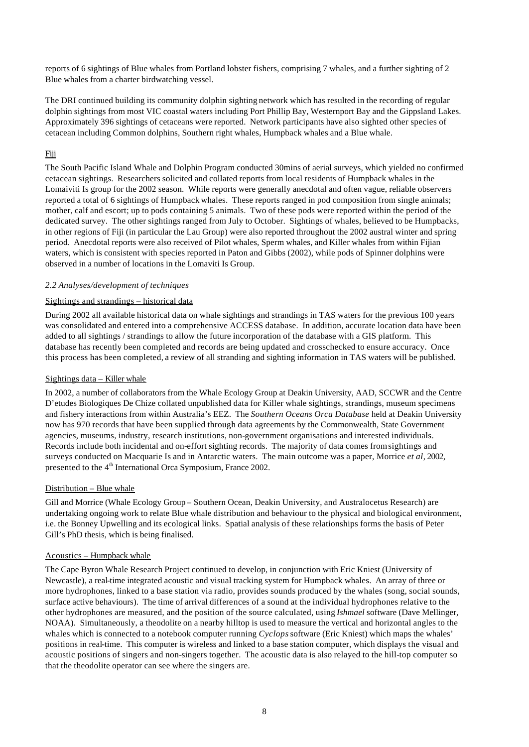reports of 6 sightings of Blue whales from Portland lobster fishers, comprising 7 whales, and a further sighting of 2 Blue whales from a charter birdwatching vessel.

The DRI continued building its community dolphin sighting network which has resulted in the recording of regular dolphin sightings from most VIC coastal waters including Port Phillip Bay, Westernport Bay and the Gippsland Lakes. Approximately 396 sightings of cetaceans were reported. Network participants have also sighted other species of cetacean including Common dolphins, Southern right whales, Humpback whales and a Blue whale.

Fiji

The South Pacific Island Whale and Dolphin Program conducted 30mins of aerial surveys, which yielded no confirmed cetacean sightings. Researchers solicited and collated reports from local residents of Humpback whales in the Lomaiviti Is group for the 2002 season. While reports were generally anecdotal and often vague, reliable observers reported a total of 6 sightings of Humpback whales. These reports ranged in pod composition from single animals; mother, calf and escort; up to pods containing 5 animals. Two of these pods were reported within the period of the dedicated survey. The other sightings ranged from July to October. Sightings of whales, believed to be Humpbacks, in other regions of Fiji (in particular the Lau Group) were also reported throughout the 2002 austral winter and spring period. Anecdotal reports were also received of Pilot whales, Sperm whales, and Killer whales from within Fijian waters, which is consistent with species reported in Paton and Gibbs (2002), while pods of Spinner dolphins were observed in a number of locations in the Lomaviti Is Group.

### *2.2 Analyses/development of techniques*

Sightings and strandings – historical data

During 2002 all available historical data on whale sightings and strandings in TAS waters for the previous 100 years was consolidated and entered into a comprehensive ACCESS database. In addition, accurate location data have been added to all sightings / strandings to allow the future incorporation of the database with a GIS platform. This database has recently been completed and records are being updated and crosschecked to ensure accuracy. Once this process has been completed, a review of all stranding and sighting information in TAS waters will be published.

Sightings data – Killer whale

In 2002, a number of collaborators from the Whale Ecology Group at Deakin University, AAD, SCCWR and the Centre D'etudes Biologiques De Chize collated unpublished data for Killer whale sightings, strandings, museum specimens and fishery interactions from within Australia's EEZ. The *Southern Oceans Orca Database* held at Deakin University now has 970 records that have been supplied through data agreements by the Commonwealth, State Government agencies, museums, industry, research institutions, non-government organisations and interested individuals. Records include both incidental and on-effort sighting records. The majority of data comes from sightings and surveys conducted on Macquarie Is and in Antarctic waters. The main outcome was a paper, Morrice *et al*, 2002, presented to the 4th International Orca Symposium, France 2002.

Distribution – Blue whale

Gill and Morrice (Whale Ecology Group – Southern Ocean, Deakin University, and Australocetus Research) are undertaking ongoing work to relate Blue whale distribution and behaviour to the physical and biological environment, i.e. the Bonney Upwelling and its ecological links. Spatial analysis of these relationships forms the basis of Peter Gill's PhD thesis, which is being finalised.

Acoustics – Humpback whale

The Cape Byron Whale Research Project continued to develop, in conjunction with Eric Kniest (University of Newcastle), a real-time integrated acoustic and visual tracking system for Humpback whales. An array of three or more hydrophones, linked to a base station via radio, provides sounds produced by the whales (song, social sounds, surface active behaviours). The time of arrival differences of a sound at the individual hydrophones relative to the other hydrophones are measured, and the position of the source calculated, using *Ishmael* software (Dave Mellinger, NOAA). Simultaneously, a theodolite on a nearby hilltop is used to measure the vertical and horizontal angles to the whales which is connected to a notebook computer running *Cyclops* software (Eric Kniest) which maps the whales' positions in real-time. This computer is wireless and linked to a base station computer, which displays the visual and acoustic positions of singers and non-singers together. The acoustic data is also relayed to the hill-top computer so that the theodolite operator can see where the singers are.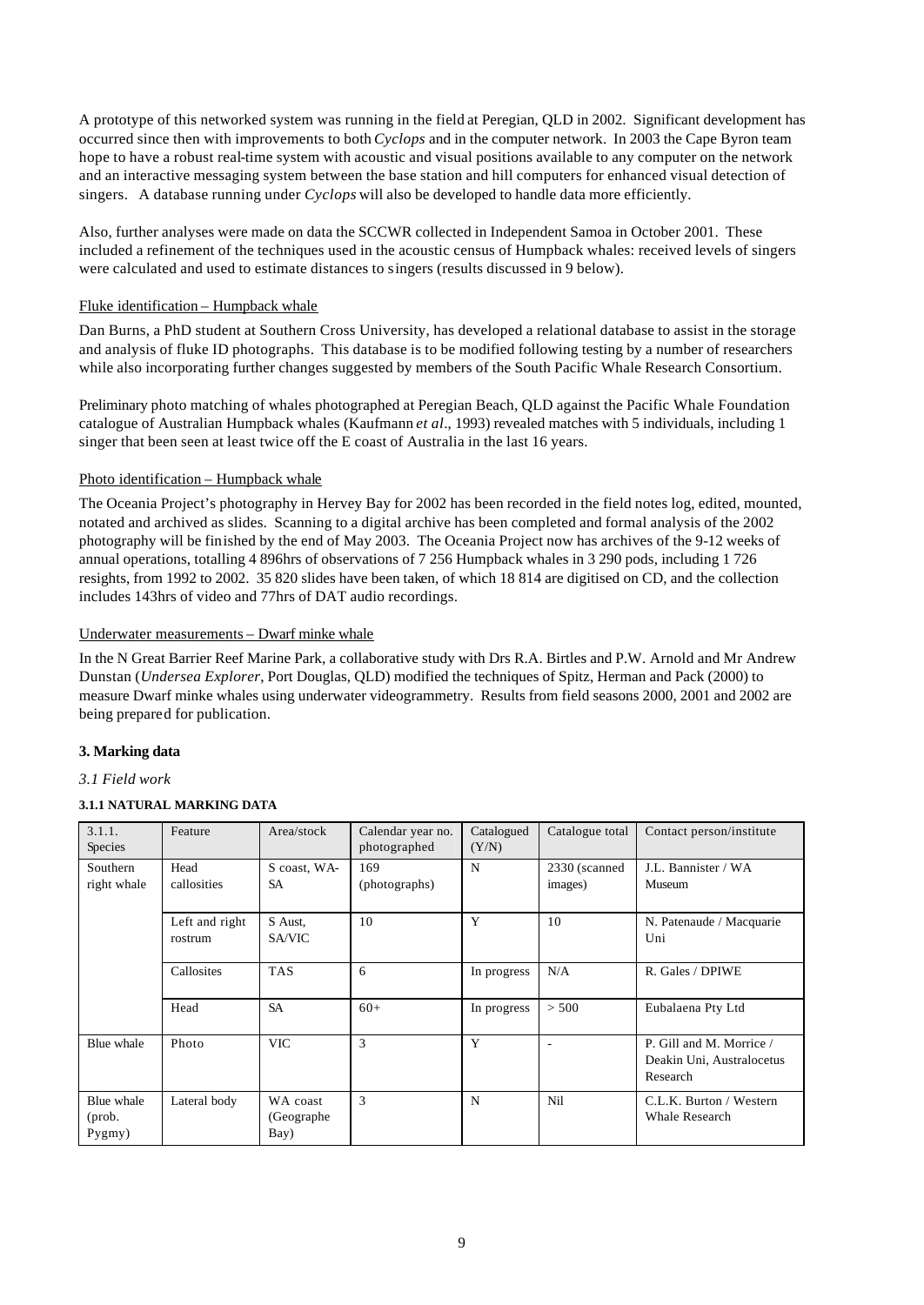A prototype of this networked system was running in the field at Peregian, QLD in 2002. Significant development has occurred since then with improvements to both *Cyclops* and in the computer network. In 2003 the Cape Byron team hope to have a robust real-time system with acoustic and visual positions available to any computer on the network and an interactive messaging system between the base station and hill computers for enhanced visual detection of singers. A database running under *Cyclops* will also be developed to handle data more efficiently.

Also, further analyses were made on data the SCCWR collected in Independent Samoa in October 2001. These included a refinement of the techniques used in the acoustic census of Humpback whales: received levels of singers were calculated and used to estimate distances to singers (results discussed in 9 below).

Fluke identification – Humpback whale

Dan Burns, a PhD student at Southern Cross University, has developed a relational database to assist in the storage and analysis of fluke ID photographs. This database is to be modified following testing by a number of researchers while also incorporating further changes suggested by members of the South Pacific Whale Research Consortium.

Preliminary photo matching of whales photographed at Peregian Beach, QLD against the Pacific Whale Foundation catalogue of Australian Humpback whales (Kaufmann *et al*., 1993) revealed matches with 5 individuals, including 1 singer that been seen at least twice off the E coast of Australia in the last 16 years.

Photo identification – Humpback whale

The Oceania Project's photography in Hervey Bay for 2002 has been recorded in the field notes log, edited, mounted, notated and archived as slides. Scanning to a digital archive has been completed and formal analysis of the 2002 photography will be finished by the end of May 2003. The Oceania Project now has archives of the 9-12 weeks of annual operations, totalling 4 896hrs of observations of 7 256 Humpback whales in 3 290 pods, including 1 726 resights, from 1992 to 2002. 35 820 slides have been taken, of which 18 814 are digitised on CD, and the collection includes 143hrs of video and 77hrs of DAT audio recordings.

Underwater measurements – Dwarf minke whale

In the N Great Barrier Reef Marine Park, a collaborative study with Drs R.A. Birtles and P.W. Arnold and Mr Andrew Dunstan (*Undersea Explorer*, Port Douglas, QLD) modified the techniques of Spitz, Herman and Pack (2000) to measure Dwarf minke whales using underwater videogrammetry. Results from field seasons 2000, 2001 and 2002 are being prepared for publication.

**3. Marking data**

*3.1 Field work*

**3.1.1 NATURAL MARKING DATA**

| 3.1.1. Species | Feature | Area/stock | Calendar year no. photographed | Catalogued (Y/N) | Catalogue total | Contact person/institute |
|---|---|---|---|---|---|---|
| Southern right whale | Head callosities | S coast, WA-SA | 169 (photographs) | N | 2330 (scanned images) | J.L. Bannister / WA Museum |
| | Left and right rostrum | S Aust, SA/VIC | 10 | Y | 10 | N. Patenaude / Macquarie Uni |
| | Callosites | TAS | 6 | In progress | N/A | R. Gales / DPIWE |
| | Head | SA | 60+ | In progress | > 500 | Eubalaena Pty Ltd |
| Blue whale | Photo | VIC | 3 | Y | - | P. Gill and M. Morrice / Deakin Uni, Australocetus Research |
| Blue whale (prob. Pygmy) | Lateral body | WA coast (Geographe Bay) | 3 | N | Nil | C.L.K. Burton / Western Whale Research |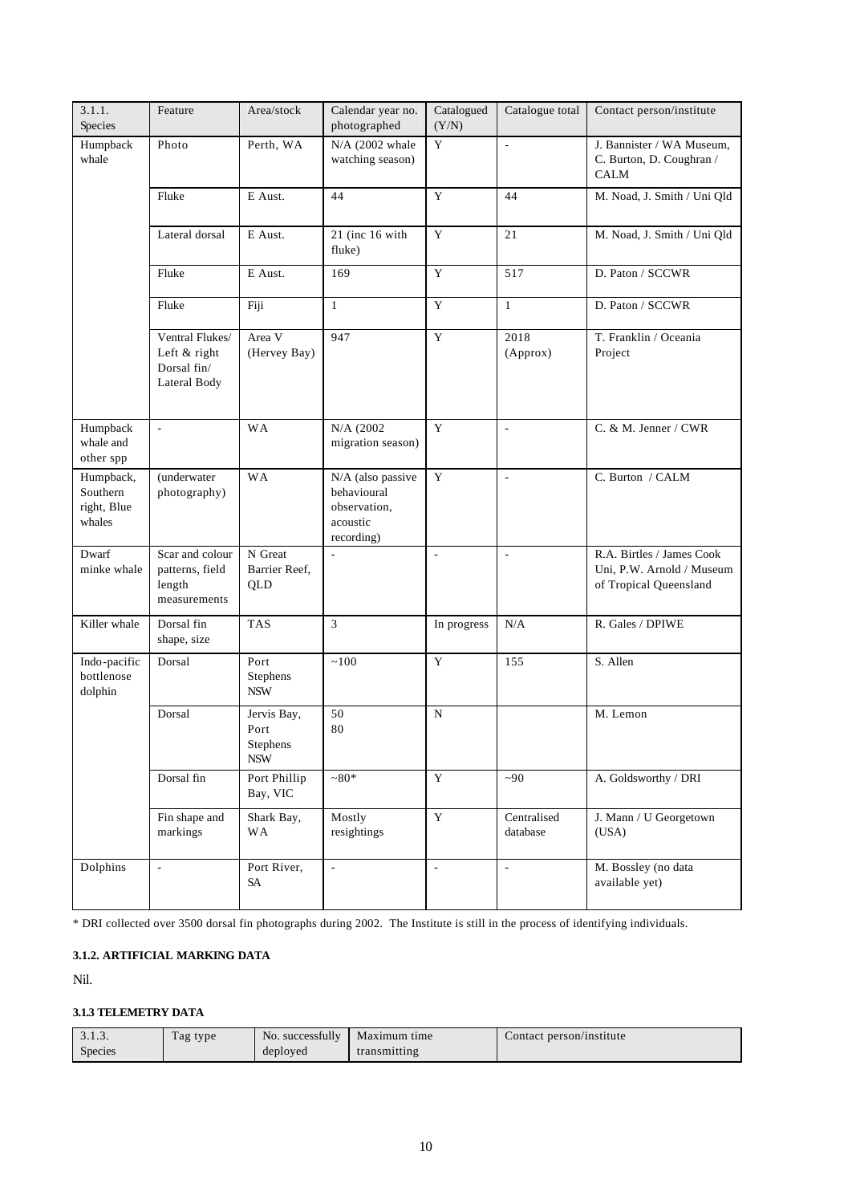| 3.1.1. Species | Feature | Area/stock | Calendar year no. photographed | Catalogued (Y/N) | Catalogue total | Contact person/institute |
|---|---|---|---|---|---|---|
| Humpback whale | Photo | Perth, WA | N/A (2002 whale watching season) | Y | - | J. Bannister / WA Museum, C. Burton, D. Coughran / CALM |
| | Fluke | E Aust. | 44 | Y | 44 | M. Noad, J. Smith / Uni Qld |
| | Lateral dorsal | E Aust. | 21 (inc 16 with fluke) | Y | 21 | M. Noad, J. Smith / Uni Qld |
| | Fluke | E Aust. | 169 | Y | 517 | D. Paton / SCCWR |
| | Fluke | Fiji | 1 | Y | 1 | D. Paton / SCCWR |
| | Ventral Flukes/ Left & right Dorsal fin/ Lateral Body | Area V (Hervey Bay) | 947 | Y | 2018 (Approx) | T. Franklin / Oceania Project |
| Humpback whale and other spp | - | WA | N/A (2002 migration season) | Y | - | C. & M. Jenner / CWR |
| Humpback, Southern right, Blue whales | (underwater photography) | WA | N/A (also passive behavioural observation, acoustic recording) | Y | - | C. Burton / CALM |
| Dwarf minke whale | Scar and colour patterns, field length measurements | N Great Barrier Reef, QLD | - | - | - | R.A. Birtles / James Cook Uni, P.W. Arnold / Museum of Tropical Queensland |
| Killer whale | Dorsal fin shape, size | TAS | 3 | In progress | N/A | R. Gales / DPIWE |
| Indo-pacific bottlenose dolphin | Dorsal | Port Stephens NSW | ~100 | Y | 155 | S. Allen |
| | Dorsal | Jervis Bay, Port Stephens NSW | 50<br>80 | N | | M. Lemon |
| | Dorsal fin | Port Phillip Bay, VIC | ~80* | Y | ~90 | A. Goldsworthy / DRI |
| | Fin shape and markings | Shark Bay, WA | Mostly resightings | Y | Centralised database | J. Mann / U Georgetown (USA) |
| Dolphins | - | Port River, SA | - | - | - | M. Bossley (no data available yet) |

* DRI collected over 3500 dorsal fin photographs during 2002. The Institute is still in the process of identifying individuals.

#### 3.1.2. ARTIFICIAL MARKING DATA

Nil.

#### 3.1.3 TELEMETRY DATA

| 3.1.3. Species | Tag type | No. successfully deployed | Maximum time transmitting | Contact person/institute |
|---|---|---|---|---|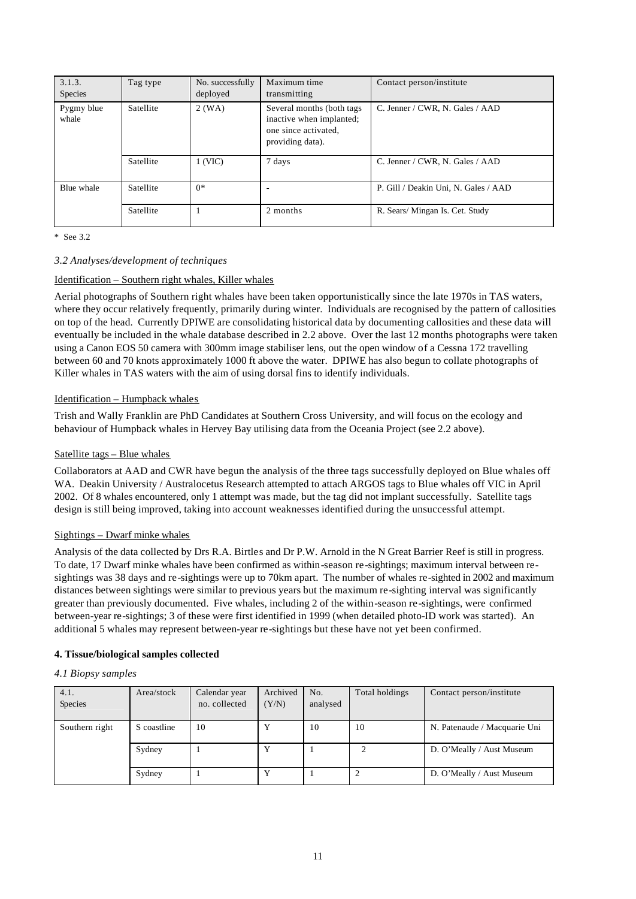| 3.1.3. Species | Tag type | No. successfully deployed | Maximum time transmitting | Contact person/institute |
|---|---|---|---|---|
| Pygmy blue whale | Satellite | 2 (WA) | Several months (both tags inactive when implanted; one since activated, providing data). | C. Jenner / CWR, N. Gales / AAD |
| | Satellite | 1 (VIC) | 7 days | C. Jenner / CWR, N. Gales / AAD |
| Blue whale | Satellite | 0* | - | P. Gill / Deakin Uni, N. Gales / AAD |
| | Satellite | 1 | 2 months | R. Sears/ Mingan Is. Cet. Study |

\* See 3.2

### *3.2 Analyses/development of techniques*

Identification – Southern right whales, Killer whales

Aerial photographs of Southern right whales have been taken opportunistically since the late 1970s in TAS waters, where they occur relatively frequently, primarily during winter. Individuals are recognised by the pattern of callosities on top of the head. Currently DPIWE are consolidating historical data by documenting callosities and these data will eventually be included in the whale database described in 2.2 above. Over the last 12 months photographs were taken using a Canon EOS 50 camera with 300mm image stabiliser lens, out the open window of a Cessna 172 travelling between 60 and 70 knots approximately 1000 ft above the water. DPIWE has also begun to collate photographs of Killer whales in TAS waters with the aim of using dorsal fins to identify individuals.

Identification – Humpback whales

Trish and Wally Franklin are PhD Candidates at Southern Cross University, and will focus on the ecology and behaviour of Humpback whales in Hervey Bay utilising data from the Oceania Project (see 2.2 above).

Satellite tags – Blue whales

Collaborators at AAD and CWR have begun the analysis of the three tags successfully deployed on Blue whales off WA. Deakin University / Australocetus Research attempted to attach ARGOS tags to Blue whales off VIC in April 2002. Of 8 whales encountered, only 1 attempt was made, but the tag did not implant successfully. Satellite tags design is still being improved, taking into account weaknesses identified during the unsuccessful attempt.

Sightings – Dwarf minke whales

Analysis of the data collected by Drs R.A. Birtles and Dr P.W. Arnold in the N Great Barrier Reef is still in progress. To date, 17 Dwarf minke whales have been confirmed as within-season re-sightings; maximum interval between re-sightings was 38 days and re-sightings were up to 70km apart. The number of whales re-sighted in 2002 and maximum distances between sightings were similar to previous years but the maximum re-sighting interval was significantly greater than previously documented. Five whales, including 2 of the within-season re-sightings, were confirmed between-year re-sightings; 3 of these were first identified in 1999 (when detailed photo-ID work was started). An additional 5 whales may represent between-year re-sightings but these have not yet been confirmed.

## **4. Tissue/biological samples collected**

### *4.1 Biopsy samples*

| 4.1. Species | Area/stock | Calendar year no. collected | Archived (Y/N) | No. analysed | Total holdings | Contact person/institute |
|---|---|---|---|---|---|---|
| Southern right | S coastline | 10 | Y | 10 | 10 | N. Patenaude / Macquarie Uni |
| | Sydney | 1 | Y | 1 | 2 | D. O'Meally / Aust Museum |
| | Sydney | 1 | Y | 1 | 2 | D. O'Meally / Aust Museum |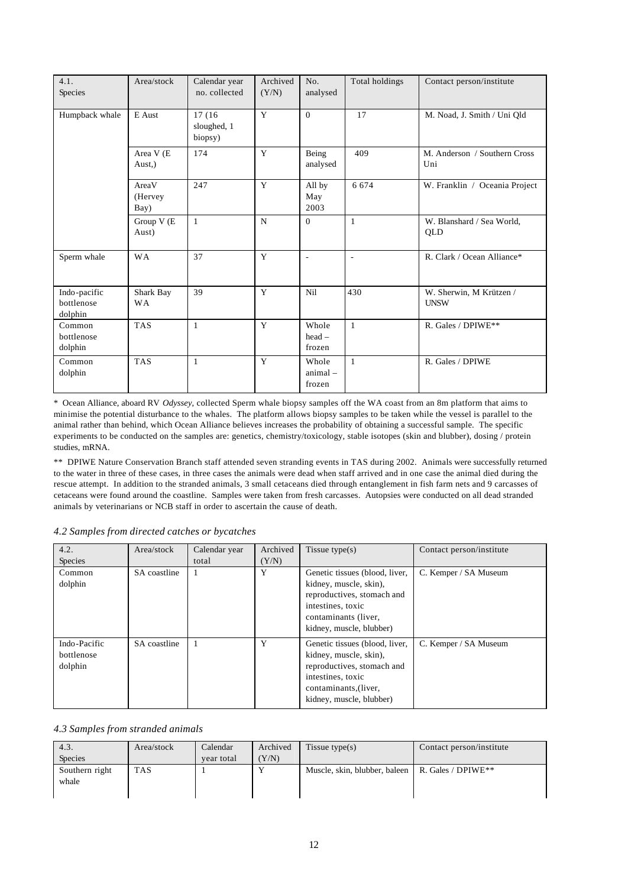| 4.1. Species | Area/stock | Calendar year no. collected | Archived (Y/N) | No. analysed | Total holdings | Contact person/institute |
|---|---|---|---|---|---|---|
| Humpback whale | E Aust | 17 (16 sloughed, 1 biopsy) | Y | 0 | 17 | M. Noad, J. Smith / Uni Qld |
| | Area V (E Aust,) | 174 | Y | Being analysed | 409 | M. Anderson / Southern Cross Uni |
| | AreaV (Hervey Bay) | 247 | Y | All by May 2003 | 6 674 | W. Franklin / Oceania Project |
| | Group V (E Aust) | 1 | N | 0 | 1 | W. Blanshard / Sea World, QLD |
| Sperm whale | WA | 37 | Y | - | - | R. Clark / Ocean Alliance* |
| Indo-pacific bottlenose dolphin | Shark Bay WA | 39 | Y | Nil | 430 | W. Sherwin, M Krützen / UNSW |
| Common bottlenose dolphin | TAS | 1 | Y | Whole head – frozen | 1 | R. Gales / DPIWE** |
| Common dolphin | TAS | 1 | Y | Whole animal – frozen | 1 | R. Gales / DPIWE |

* Ocean Alliance, aboard RV *Odyssey*, collected Sperm whale biopsy samples off the WA coast from an 8m platform that aims to minimise the potential disturbance to the whales. The platform allows biopsy samples to be taken while the vessel is parallel to the animal rather than behind, which Ocean Alliance believes increases the probability of obtaining a successful sample. The specific experiments to be conducted on the samples are: genetics, chemistry/toxicology, stable isotopes (skin and blubber), dosing / protein studies, mRNA.

** DPIWE Nature Conservation Branch staff attended seven stranding events in TAS during 2002. Animals were successfully returned to the water in three of these cases, in three cases the animals were dead when staff arrived and in one case the animal died during the rescue attempt. In addition to the stranded animals, 3 small cetaceans died through entanglement in fish farm nets and 9 carcasses of cetaceans were found around the coastline. Samples were taken from fresh carcasses. Autopsies were conducted on all dead stranded animals by veterinarians or NCB staff in order to ascertain the cause of death.

*4.2 Samples from directed catches or bycatches*

| 4.2. Species | Area/stock | Calendar year total | Archived (Y/N) | Tissue type(s) | Contact person/institute |
|---|---|---|---|---|---|
| Common dolphin | SA coastline | 1 | Y | Genetic tissues (blood, liver, kidney, muscle, skin), reproductives, stomach and intestines, toxic contaminants (liver, kidney, muscle, blubber) | C. Kemper / SA Museum |
| Indo-Pacific bottlenose dolphin | SA coastline | 1 | Y | Genetic tissues (blood, liver, kidney, muscle, skin), reproductives, stomach and intestines, toxic contaminants,(liver, kidney, muscle, blubber) | C. Kemper / SA Museum |

*4.3 Samples from stranded animals*

| 4.3. Species | Area/stock | Calendar year total | Archived (Y/N) | Tissue type(s) | Contact person/institute |
|---|---|---|---|---|---|
| Southern right whale | TAS | 1 | Y | Muscle, skin, blubber, baleen | R. Gales / DPIWE** |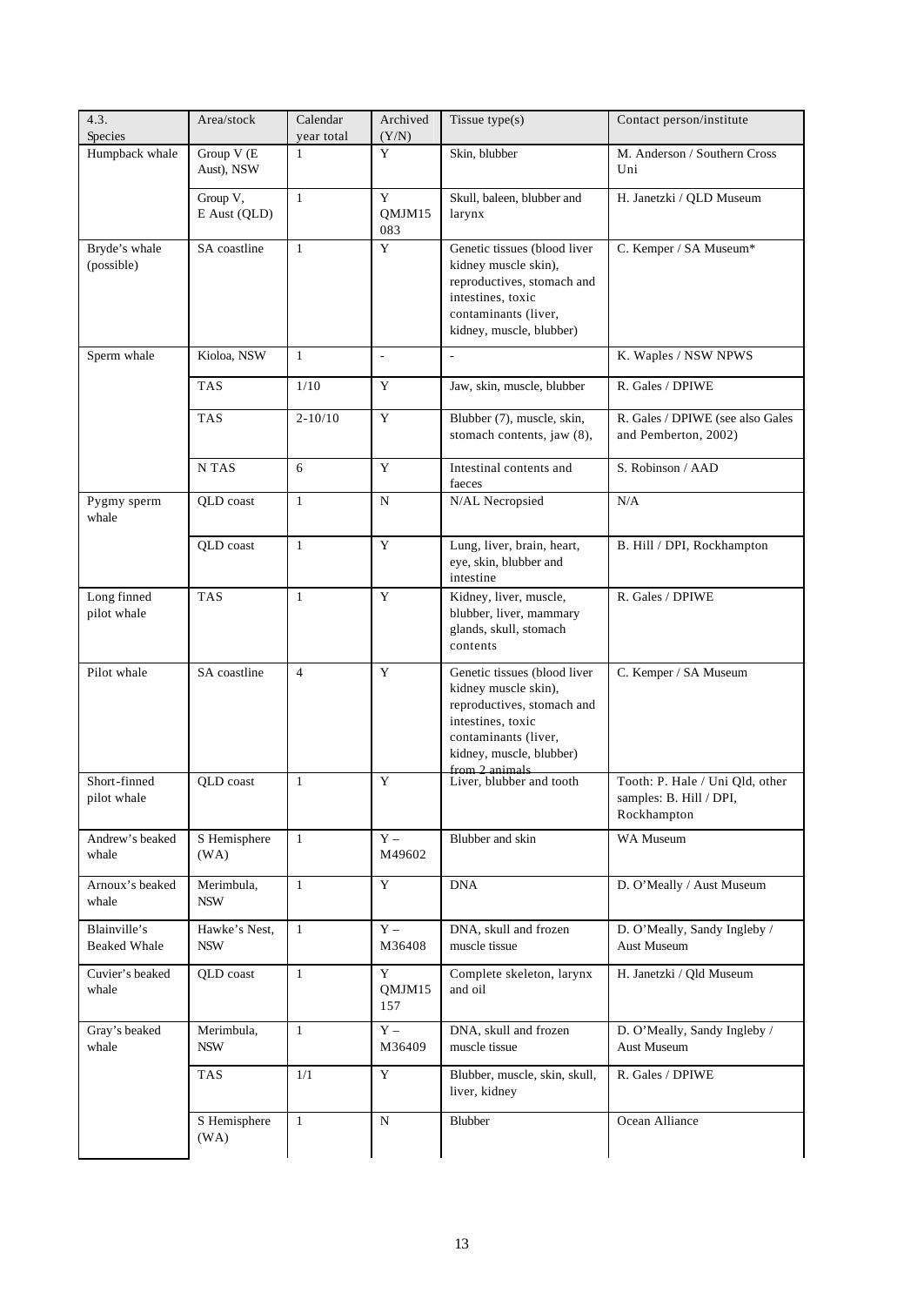| 4.3. Species | Area/stock | Calendar year total | Archived (Y/N) | Tissue type(s) | Contact person/institute |
|---|---|---|---|---|---|
| Humpback whale | Group V (E Aust), NSW | 1 | Y | Skin, blubber | M. Anderson / Southern Cross Uni |
| | Group V, E Aust (QLD) | 1 | Y QMJM15083 | Skull, baleen, blubber and larynx | H. Janetzki / QLD Museum |
| Bryde's whale (possible) | SA coastline | 1 | Y | Genetic tissues (blood liver kidney muscle skin), reproductives, stomach and intestines, toxic contaminants (liver, kidney, muscle, blubber) | C. Kemper / SA Museum* |
| Sperm whale | Kioloa, NSW | 1 | - | - | K. Waples / NSW NPWS |
| | TAS | 1/10 | Y | Jaw, skin, muscle, blubber | R. Gales / DPIWE |
| | TAS | 2-10/10 | Y | Blubber (7), muscle, skin, stomach contents, jaw (8), | R. Gales / DPIWE (see also Gales and Pemberton, 2002) |
| | N TAS | 6 | Y | Intestinal contents and faeces | S. Robinson / AAD |
| Pygmy sperm whale | QLD coast | 1 | N | N/AL Necropsied | N/A |
| | QLD coast | 1 | Y | Lung, liver, brain, heart, eye, skin, blubber and intestine | B. Hill / DPI, Rockhampton |
| Long finned pilot whale | TAS | 1 | Y | Kidney, liver, muscle, blubber, liver, mammary glands, skull, stomach contents | R. Gales / DPIWE |
| Pilot whale | SA coastline | 4 | Y | Genetic tissues (blood liver kidney muscle skin), reproductives, stomach and intestines, toxic contaminants (liver, kidney, muscle, blubber) from 2 animals | C. Kemper / SA Museum |
| Short-finned pilot whale | QLD coast | 1 | Y | Liver, blubber and tooth | Tooth: P. Hale / Uni Qld, other samples: B. Hill / DPI, Rockhampton |
| Andrew's beaked whale | S Hemisphere (WA) | 1 | Y – M49602 | Blubber and skin | WA Museum |
| Arnoux's beaked whale | Merimbula, NSW | 1 | Y | DNA | D. O'Meally / Aust Museum |
| Blainville's Beaked Whale | Hawke's Nest, NSW | 1 | Y – M36408 | DNA, skull and frozen muscle tissue | D. O'Meally, Sandy Ingleby / Aust Museum |
| Cuvier's beaked whale | QLD coast | 1 | Y QMJM15157 | Complete skeleton, larynx and oil | H. Janetzki / Qld Museum |
| Gray's beaked whale | Merimbula, NSW | 1 | Y – M36409 | DNA, skull and frozen muscle tissue | D. O'Meally, Sandy Ingleby / Aust Museum |
| | TAS | 1/1 | Y | Blubber, muscle, skin, skull, liver, kidney | R. Gales / DPIWE |
| | S Hemisphere (WA) | 1 | N | Blubber | Ocean Alliance |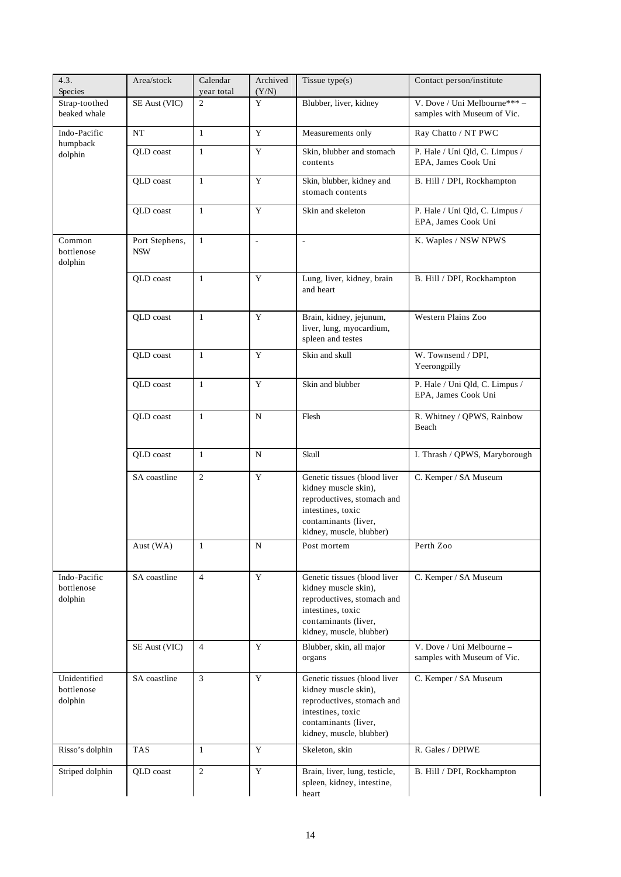| 4.3. Species | Area/stock | Calendar year total | Archived (Y/N) | Tissue type(s) | Contact person/institute |
|---|---|---|---|---|---|
| Strap-toothed beaked whale | SE Aust (VIC) | 2 | Y | Blubber, liver, kidney | V. Dove / Uni Melbourne*** – samples with Museum of Vic. |
| Indo-Pacific humpback dolphin | NT | 1 | Y | Measurements only | Ray Chatto / NT PWC |
| | QLD coast | 1 | Y | Skin, blubber and stomach contents | P. Hale / Uni Qld, C. Limpus / EPA, James Cook Uni |
| | QLD coast | 1 | Y | Skin, blubber, kidney and stomach contents | B. Hill / DPI, Rockhampton |
| | QLD coast | 1 | Y | Skin and skeleton | P. Hale / Uni Qld, C. Limpus / EPA, James Cook Uni |
| Common bottlenose dolphin | Port Stephens, NSW | 1 | - | - | K. Waples / NSW NPWS |
| | QLD coast | 1 | Y | Lung, liver, kidney, brain and heart | B. Hill / DPI, Rockhampton |
| | QLD coast | 1 | Y | Brain, kidney, jejunum, liver, lung, myocardium, spleen and testes | Western Plains Zoo |
| | QLD coast | 1 | Y | Skin and skull | W. Townsend / DPI, Yeerongpilly |
| | QLD coast | 1 | Y | Skin and blubber | P. Hale / Uni Qld, C. Limpus / EPA, James Cook Uni |
| | QLD coast | 1 | N | Flesh | R. Whitney / QPWS, Rainbow Beach |
| | QLD coast | 1 | N | Skull | I. Thrash / QPWS, Maryborough |
| | SA coastline | 2 | Y | Genetic tissues (blood liver kidney muscle skin), reproductives, stomach and intestines, toxic contaminants (liver, kidney, muscle, blubber) | C. Kemper / SA Museum |
| | Aust (WA) | 1 | N | Post mortem | Perth Zoo |
| Indo-Pacific bottlenose dolphin | SA coastline | 4 | Y | Genetic tissues (blood liver kidney muscle skin), reproductives, stomach and intestines, toxic contaminants (liver, kidney, muscle, blubber) | C. Kemper / SA Museum |
| | SE Aust (VIC) | 4 | Y | Blubber, skin, all major organs | V. Dove / Uni Melbourne – samples with Museum of Vic. |
| Unidentified bottlenose dolphin | SA coastline | 3 | Y | Genetic tissues (blood liver kidney muscle skin), reproductives, stomach and intestines, toxic contaminants (liver, kidney, muscle, blubber) | C. Kemper / SA Museum |
| Risso's dolphin | TAS | 1 | Y | Skeleton, skin | R. Gales / DPIWE |
| Striped dolphin | QLD coast | 2 | Y | Brain, liver, lung, testicle, spleen, kidney, intestine, heart | B. Hill / DPI, Rockhampton |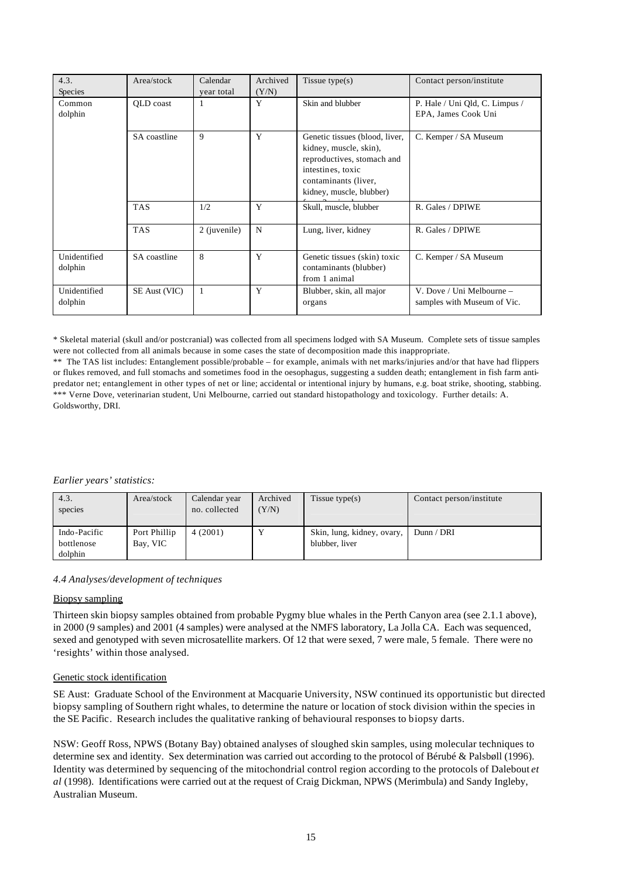| 4.3. Species | Area/stock | Calendar year total | Archived (Y/N) | Tissue type(s) | Contact person/institute |
|---|---|---|---|---|---|
| Common dolphin | QLD coast | 1 | Y | Skin and blubber | P. Hale / Uni Qld, C. Limpus / EPA, James Cook Uni |
| | SA coastline | 9 | Y | Genetic tissues (blood, liver, kidney, muscle, skin), reproductives, stomach and intestines, toxic contaminants (liver, kidney, muscle, blubber) | C. Kemper / SA Museum |
| | TAS | 1/2 | Y | Skull, muscle, blubber | R. Gales / DPIWE |
| | TAS | 2 (juvenile) | N | Lung, liver, kidney | R. Gales / DPIWE |
| Unidentified dolphin | SA coastline | 8 | Y | Genetic tissues (skin) toxic contaminants (blubber) from 1 animal | C. Kemper / SA Museum |
| Unidentified dolphin | SE Aust (VIC) | 1 | Y | Blubber, skin, all major organs | V. Dove / Uni Melbourne – samples with Museum of Vic. |

* Skeletal material (skull and/or postcranial) was collected from all specimens lodged with SA Museum. Complete sets of tissue samples were not collected from all animals because in some cases the state of decomposition made this inappropriate.

** The TAS list includes: Entanglement possible/probable – for example, animals with net marks/injuries and/or that have had flippers or flukes removed, and full stomachs and sometimes food in the oesophagus, suggesting a sudden death; entanglement in fish farm anti-predator net; entanglement in other types of net or line; accidental or intentional injury by humans, e.g. boat strike, shooting, stabbing.

*** Verne Dove, veterinarian student, Uni Melbourne, carried out standard histopathology and toxicology. Further details: A. Goldsworthy, DRI.

*Earlier years' statistics:*

| 4.3. species | Area/stock | Calendar year no. collected | Archived (Y/N) | Tissue type(s) | Contact person/institute |
|---|---|---|---|---|---|
| Indo-Pacific bottlenose dolphin | Port Phillip Bay, VIC | 4 (2001) | Y | Skin, lung, kidney, ovary, blubber, liver | Dunn / DRI |

### *4.4 Analyses/development of techniques*

Biopsy sampling

Thirteen skin biopsy samples obtained from probable Pygmy blue whales in the Perth Canyon area (see 2.1.1 above), in 2000 (9 samples) and 2001 (4 samples) were analysed at the NMFS laboratory, La Jolla CA. Each was sequenced, sexed and genotyped with seven microsatellite markers. Of 12 that were sexed, 7 were male, 5 female. There were no 'resights' within those analysed.

Genetic stock identification

SE Aust: Graduate School of the Environment at Macquarie University, NSW continued its opportunistic but directed biopsy sampling of Southern right whales, to determine the nature or location of stock division within the species in the SE Pacific. Research includes the qualitative ranking of behavioural responses to biopsy darts.

NSW: Geoff Ross, NPWS (Botany Bay) obtained analyses of sloughed skin samples, using molecular techniques to determine sex and identity. Sex determination was carried out according to the protocol of Bérubé & Palsbøll (1996). Identity was determined by sequencing of the mitochondrial control region according to the protocols of Dalebout *et al* (1998). Identifications were carried out at the request of Craig Dickman, NPWS (Merimbula) and Sandy Ingleby, Australian Museum.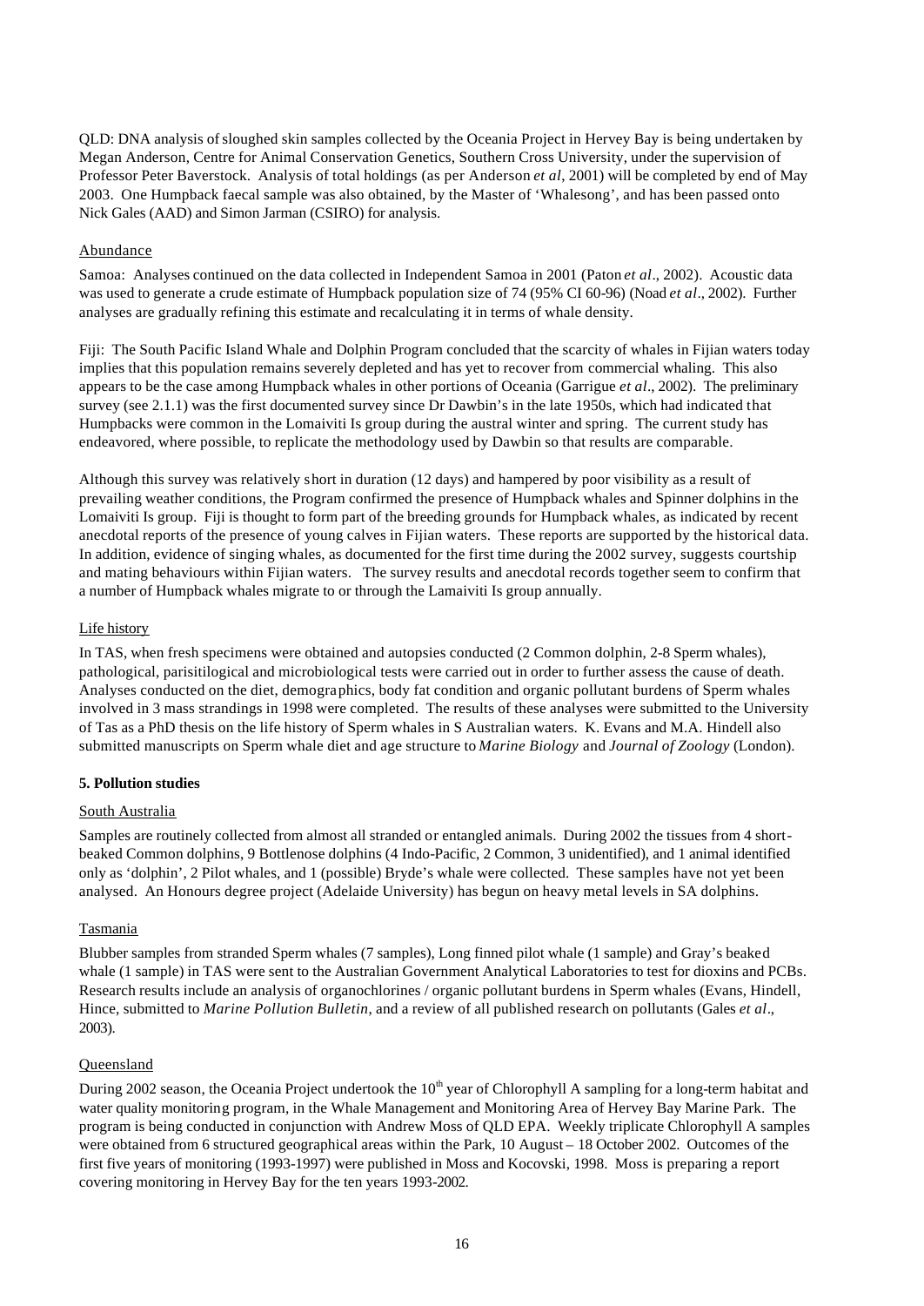QLD: DNA analysis of sloughed skin samples collected by the Oceania Project in Hervey Bay is being undertaken by Megan Anderson, Centre for Animal Conservation Genetics, Southern Cross University, under the supervision of Professor Peter Baverstock. Analysis of total holdings (as per Anderson *et al*, 2001) will be completed by end of May 2003. One Humpback faecal sample was also obtained, by the Master of 'Whalesong', and has been passed onto Nick Gales (AAD) and Simon Jarman (CSIRO) for analysis.

Abundance

Samoa: Analyses continued on the data collected in Independent Samoa in 2001 (Paton *et al*., 2002). Acoustic data was used to generate a crude estimate of Humpback population size of 74 (95% CI 60-96) (Noad *et al*., 2002). Further analyses are gradually refining this estimate and recalculating it in terms of whale density.

Fiji: The South Pacific Island Whale and Dolphin Program concluded that the scarcity of whales in Fijian waters today implies that this population remains severely depleted and has yet to recover from commercial whaling. This also appears to be the case among Humpback whales in other portions of Oceania (Garrigue *et al*., 2002). The preliminary survey (see 2.1.1) was the first documented survey since Dr Dawbin's in the late 1950s, which had indicated that Humpbacks were common in the Lomaiviti Is group during the austral winter and spring. The current study has endeavored, where possible, to replicate the methodology used by Dawbin so that results are comparable.

Although this survey was relatively short in duration (12 days) and hampered by poor visibility as a result of prevailing weather conditions, the Program confirmed the presence of Humpback whales and Spinner dolphins in the Lomaiviti Is group. Fiji is thought to form part of the breeding grounds for Humpback whales, as indicated by recent anecdotal reports of the presence of young calves in Fijian waters. These reports are supported by the historical data. In addition, evidence of singing whales, as documented for the first time during the 2002 survey, suggests courtship and mating behaviours within Fijian waters. The survey results and anecdotal records together seem to confirm that a number of Humpback whales migrate to or through the Lamaiviti Is group annually.

Life history

In TAS, when fresh specimens were obtained and autopsies conducted (2 Common dolphin, 2-8 Sperm whales), pathological, parisitilogical and microbiological tests were carried out in order to further assess the cause of death. Analyses conducted on the diet, demographics, body fat condition and organic pollutant burdens of Sperm whales involved in 3 mass strandings in 1998 were completed. The results of these analyses were submitted to the University of Tas as a PhD thesis on the life history of Sperm whales in S Australian waters. K. Evans and M.A. Hindell also submitted manuscripts on Sperm whale diet and age structure to *Marine Biology* and *Journal of Zoology* (London).

**5. Pollution studies**

South Australia

Samples are routinely collected from almost all stranded or entangled animals. During 2002 the tissues from 4 short-beaked Common dolphins, 9 Bottlenose dolphins (4 Indo-Pacific, 2 Common, 3 unidentified), and 1 animal identified only as 'dolphin', 2 Pilot whales, and 1 (possible) Bryde's whale were collected. These samples have not yet been analysed. An Honours degree project (Adelaide University) has begun on heavy metal levels in SA dolphins.

Tasmania

Blubber samples from stranded Sperm whales (7 samples), Long finned pilot whale (1 sample) and Gray's beaked whale (1 sample) in TAS were sent to the Australian Government Analytical Laboratories to test for dioxins and PCBs. Research results include an analysis of organochlorines / organic pollutant burdens in Sperm whales (Evans, Hindell, Hince, submitted to *Marine Pollution Bulletin*, and a review of all published research on pollutants (Gales *et al*., 2003).

Queensland

During 2002 season, the Oceania Project undertook the 10th year of Chlorophyll A sampling for a long-term habitat and water quality monitoring program, in the Whale Management and Monitoring Area of Hervey Bay Marine Park. The program is being conducted in conjunction with Andrew Moss of QLD EPA. Weekly triplicate Chlorophyll A samples were obtained from 6 structured geographical areas within the Park, 10 August – 18 October 2002. Outcomes of the first five years of monitoring (1993-1997) were published in Moss and Kocovski, 1998. Moss is preparing a report covering monitoring in Hervey Bay for the ten years 1993-2002.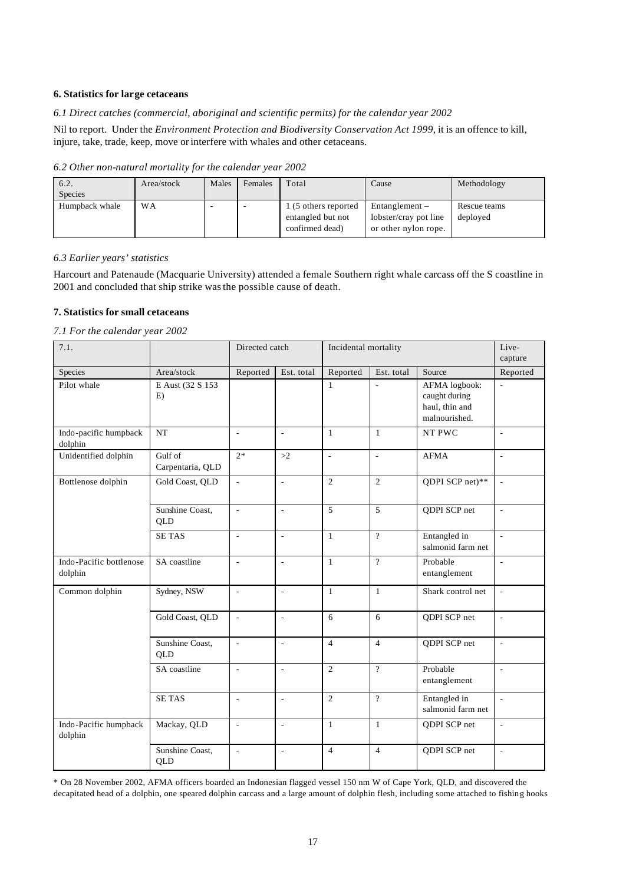### 6. Statistics for large cetaceans

*6.1 Direct catches (commercial, aboriginal and scientific permits) for the calendar year 2002*

Nil to report. Under the *Environment Protection and Biodiversity Conservation Act 1999*, it is an offence to kill, injure, take, trade, keep, move or interfere with whales and other cetaceans.

*6.2 Other non-natural mortality for the calendar year 2002*

| 6.2. Species | Area/stock | Males | Females | Total | Cause | Methodology |
|---|---|---|---|---|---|---|
| Humpback whale | WA | - | - | 1 (5 others reported entangled but not confirmed dead) | Entanglement – lobster/cray pot line or other nylon rope. | Rescue teams deployed |

*6.3 Earlier years' statistics*

Harcourt and Patenaude (Macquarie University) attended a female Southern right whale carcass off the S coastline in 2001 and concluded that ship strike was the possible cause of death.

### 7. Statistics for small cetaceans

*7.1 For the calendar year 2002*

| 7.1. | | Directed catch | | Incidental mortality | | | Live-capture |
|---|---|---|---|---|---|---|---|
| Species | Area/stock | Reported | Est. total | Reported | Est. total | Source | Reported |
| Pilot whale | E Aust (32 S 153 E) | | | 1 | - | AFMA logbook: caught during haul, thin and malnourished. | - |
| Indo-pacific humpback dolphin | NT | - | - | 1 | 1 | NT PWC | - |
| Unidentified dolphin | Gulf of Carpentaria, QLD | 2* | >2 | - | - | AFMA | - |
| Bottlenose dolphin | Gold Coast, QLD | - | - | 2 | 2 | QDPI SCP net)** | - |
| | Sunshine Coast, QLD | - | - | 5 | 5 | QDPI SCP net | - |
| | SE TAS | - | - | 1 | ? | Entangled in salmonid farm net | - |
| Indo-Pacific bottlenose dolphin | SA coastline | - | - | 1 | ? | Probable entanglement | - |
| Common dolphin | Sydney, NSW | - | - | 1 | 1 | Shark control net | - |
| | Gold Coast, QLD | - | - | 6 | 6 | QDPI SCP net | - |
| | Sunshine Coast, QLD | - | - | 4 | 4 | QDPI SCP net | - |
| | SA coastline | - | - | 2 | ? | Probable entanglement | - |
| | SE TAS | - | - | 2 | ? | Entangled in salmonid farm net | - |
| Indo-Pacific humpback dolphin | Mackay, QLD | - | - | 1 | 1 | QDPI SCP net | - |
| | Sunshine Coast, QLD | - | - | 4 | 4 | QDPI SCP net | - |

* On 28 November 2002, AFMA officers boarded an Indonesian flagged vessel 150 nm W of Cape York, QLD, and discovered the decapitated head of a dolphin, one speared dolphin carcass and a large amount of dolphin flesh, including some attached to fishing hooks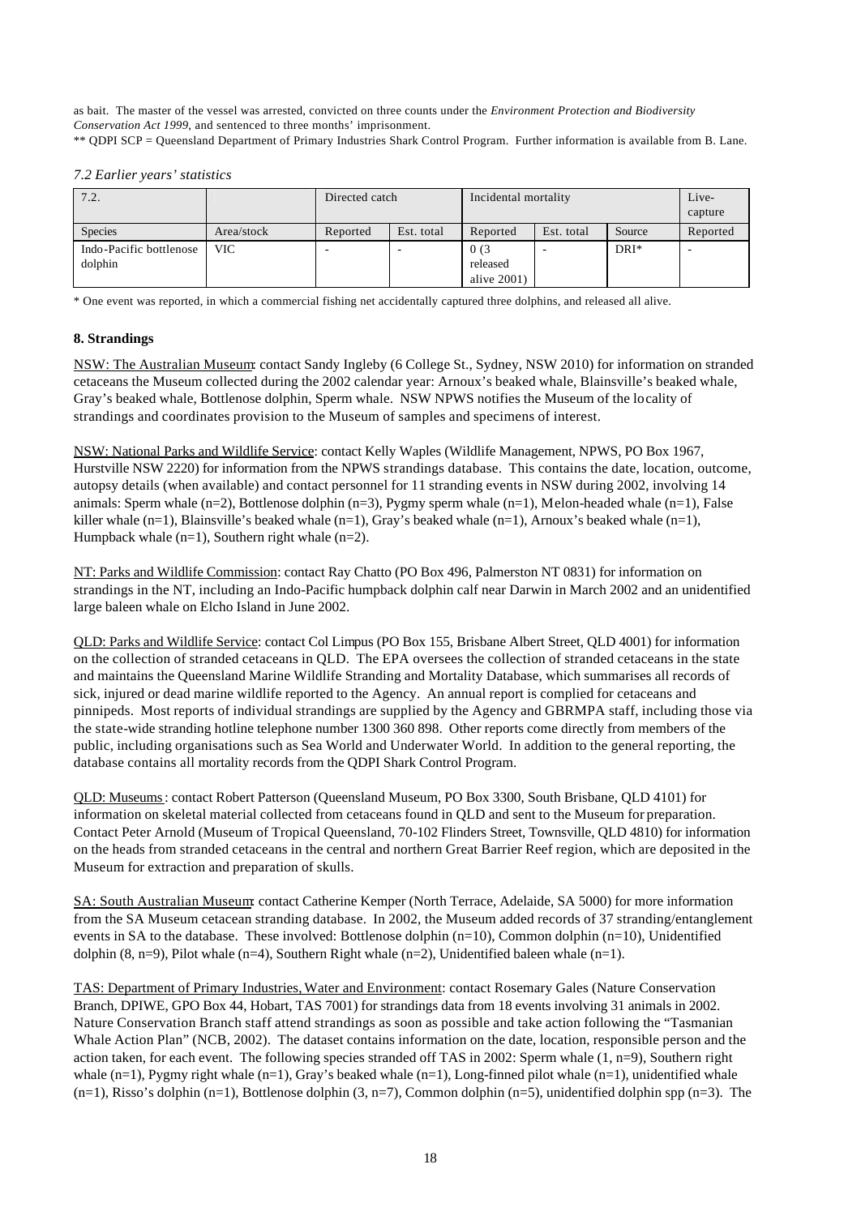as bait. The master of the vessel was arrested, convicted on three counts under the *Environment Protection and Biodiversity Conservation Act 1999*, and sentenced to three months' imprisonment.

** QDPI SCP = Queensland Department of Primary Industries Shark Control Program. Further information is available from B. Lane.

*7.2 Earlier years' statistics*

| 7.2. | | Directed catch | | Incidental mortality | | | Live-capture |
|---|---|---|---|---|---|---|---|
| Species | Area/stock | Reported | Est. total | Reported | Est. total | Source | Reported |
| Indo-Pacific bottlenose dolphin | VIC | - | - | 0 (3 released alive 2001) | - | DRI* | - |

* One event was reported, in which a commercial fishing net accidentally captured three dolphins, and released all alive.

**8. Strandings**

NSW: The Australian Museum: contact Sandy Ingleby (6 College St., Sydney, NSW 2010) for information on stranded cetaceans the Museum collected during the 2002 calendar year: Arnoux's beaked whale, Blainsville's beaked whale, Gray's beaked whale, Bottlenose dolphin, Sperm whale. NSW NPWS notifies the Museum of the locality of strandings and coordinates provision to the Museum of samples and specimens of interest.

NSW: National Parks and Wildlife Service: contact Kelly Waples (Wildlife Management, NPWS, PO Box 1967, Hurstville NSW 2220) for information from the NPWS strandings database. This contains the date, location, outcome, autopsy details (when available) and contact personnel for 11 stranding events in NSW during 2002, involving 14 animals: Sperm whale (n=2), Bottlenose dolphin (n=3), Pygmy sperm whale (n=1), Melon-headed whale (n=1), False killer whale (n=1), Blainsville's beaked whale (n=1), Gray's beaked whale (n=1), Arnoux's beaked whale (n=1), Humpback whale (n=1), Southern right whale (n=2).

NT: Parks and Wildlife Commission: contact Ray Chatto (PO Box 496, Palmerston NT 0831) for information on strandings in the NT, including an Indo-Pacific humpback dolphin calf near Darwin in March 2002 and an unidentified large baleen whale on Elcho Island in June 2002.

QLD: Parks and Wildlife Service: contact Col Limpus (PO Box 155, Brisbane Albert Street, QLD 4001) for information on the collection of stranded cetaceans in QLD. The EPA oversees the collection of stranded cetaceans in the state and maintains the Queensland Marine Wildlife Stranding and Mortality Database, which summarises all records of sick, injured or dead marine wildlife reported to the Agency. An annual report is complied for cetaceans and pinnipeds. Most reports of individual strandings are supplied by the Agency and GBRMPA staff, including those via the state-wide stranding hotline telephone number 1300 360 898. Other reports come directly from members of the public, including organisations such as Sea World and Underwater World. In addition to the general reporting, the database contains all mortality records from the QDPI Shark Control Program.

QLD: Museums: contact Robert Patterson (Queensland Museum, PO Box 3300, South Brisbane, QLD 4101) for information on skeletal material collected from cetaceans found in QLD and sent to the Museum for preparation. Contact Peter Arnold (Museum of Tropical Queensland, 70-102 Flinders Street, Townsville, QLD 4810) for information on the heads from stranded cetaceans in the central and northern Great Barrier Reef region, which are deposited in the Museum for extraction and preparation of skulls.

SA: South Australian Museum: contact Catherine Kemper (North Terrace, Adelaide, SA 5000) for more information from the SA Museum cetacean stranding database. In 2002, the Museum added records of 37 stranding/entanglement events in SA to the database. These involved: Bottlenose dolphin (n=10), Common dolphin (n=10), Unidentified dolphin (8, n=9), Pilot whale (n=4), Southern Right whale (n=2), Unidentified baleen whale (n=1).

TAS: Department of Primary Industries, Water and Environment: contact Rosemary Gales (Nature Conservation Branch, DPIWE, GPO Box 44, Hobart, TAS 7001) for strandings data from 18 events involving 31 animals in 2002. Nature Conservation Branch staff attend strandings as soon as possible and take action following the "Tasmanian Whale Action Plan" (NCB, 2002). The dataset contains information on the date, location, responsible person and the action taken, for each event. The following species stranded off TAS in 2002: Sperm whale (1, n=9), Southern right whale (n=1), Pygmy right whale (n=1), Gray's beaked whale (n=1), Long-finned pilot whale (n=1), unidentified whale (n=1), Risso's dolphin (n=1), Bottlenose dolphin (3, n=7), Common dolphin (n=5), unidentified dolphin spp (n=3). The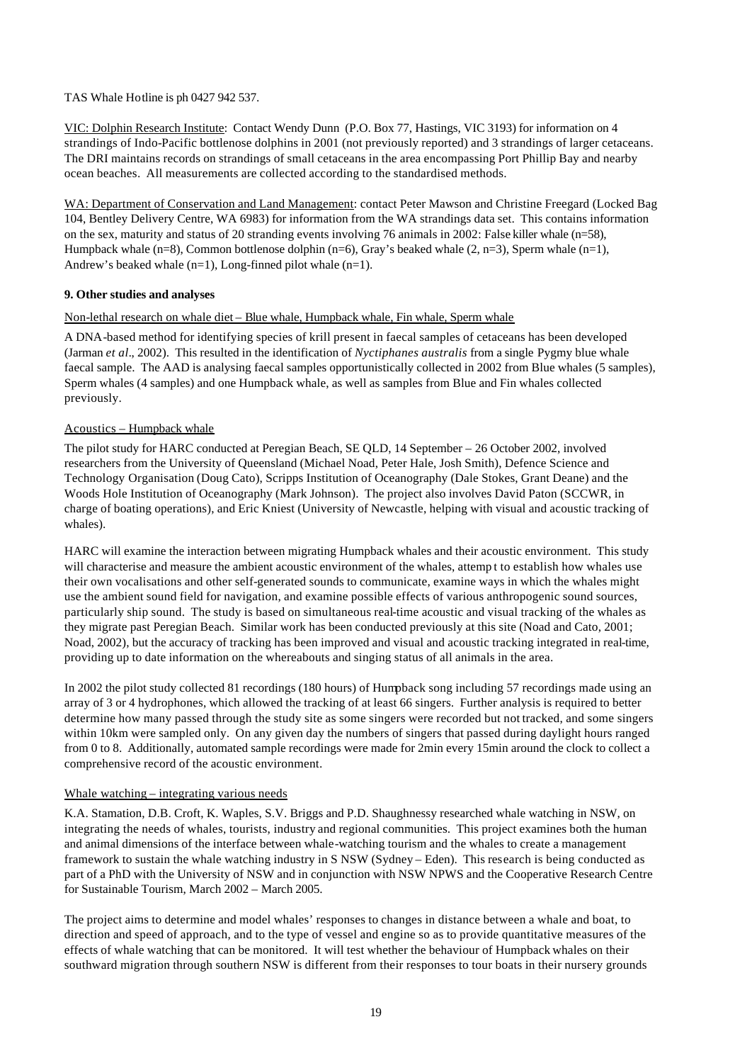TAS Whale Hotline is ph 0427 942 537.

VIC: Dolphin Research Institute: Contact Wendy Dunn (P.O. Box 77, Hastings, VIC 3193) for information on 4 strandings of Indo-Pacific bottlenose dolphins in 2001 (not previously reported) and 3 strandings of larger cetaceans. The DRI maintains records on strandings of small cetaceans in the area encompassing Port Phillip Bay and nearby ocean beaches. All measurements are collected according to the standardised methods.

WA: Department of Conservation and Land Management: contact Peter Mawson and Christine Freegard (Locked Bag 104, Bentley Delivery Centre, WA 6983) for information from the WA strandings data set. This contains information on the sex, maturity and status of 20 stranding events involving 76 animals in 2002: False killer whale (n=58), Humpback whale (n=8), Common bottlenose dolphin (n=6), Gray's beaked whale (2, n=3), Sperm whale (n=1), Andrew's beaked whale (n=1), Long-finned pilot whale (n=1).

### 9. Other studies and analyses

Non-lethal research on whale diet – Blue whale, Humpback whale, Fin whale, Sperm whale

A DNA-based method for identifying species of krill present in faecal samples of cetaceans has been developed (Jarman *et al*., 2002). This resulted in the identification of *Nyctiphanes australis* from a single Pygmy blue whale faecal sample. The AAD is analysing faecal samples opportunistically collected in 2002 from Blue whales (5 samples), Sperm whales (4 samples) and one Humpback whale, as well as samples from Blue and Fin whales collected previously.

Acoustics – Humpback whale

The pilot study for HARC conducted at Peregian Beach, SE QLD, 14 September – 26 October 2002, involved researchers from the University of Queensland (Michael Noad, Peter Hale, Josh Smith), Defence Science and Technology Organisation (Doug Cato), Scripps Institution of Oceanography (Dale Stokes, Grant Deane) and the Woods Hole Institution of Oceanography (Mark Johnson). The project also involves David Paton (SCCWR, in charge of boating operations), and Eric Kniest (University of Newcastle, helping with visual and acoustic tracking of whales).

HARC will examine the interaction between migrating Humpback whales and their acoustic environment. This study will characterise and measure the ambient acoustic environment of the whales, attempt to establish how whales use their own vocalisations and other self-generated sounds to communicate, examine ways in which the whales might use the ambient sound field for navigation, and examine possible effects of various anthropogenic sound sources, particularly ship sound. The study is based on simultaneous real-time acoustic and visual tracking of the whales as they migrate past Peregian Beach. Similar work has been conducted previously at this site (Noad and Cato, 2001; Noad, 2002), but the accuracy of tracking has been improved and visual and acoustic tracking integrated in real-time, providing up to date information on the whereabouts and singing status of all animals in the area.

In 2002 the pilot study collected 81 recordings (180 hours) of Humpback song including 57 recordings made using an array of 3 or 4 hydrophones, which allowed the tracking of at least 66 singers. Further analysis is required to better determine how many passed through the study site as some singers were recorded but not tracked, and some singers within 10km were sampled only. On any given day the numbers of singers that passed during daylight hours ranged from 0 to 8. Additionally, automated sample recordings were made for 2min every 15min around the clock to collect a comprehensive record of the acoustic environment.

Whale watching – integrating various needs

K.A. Stamation, D.B. Croft, K. Waples, S.V. Briggs and P.D. Shaughnessy researched whale watching in NSW, on integrating the needs of whales, tourists, industry and regional communities. This project examines both the human and animal dimensions of the interface between whale-watching tourism and the whales to create a management framework to sustain the whale watching industry in S NSW (Sydney – Eden). This research is being conducted as part of a PhD with the University of NSW and in conjunction with NSW NPWS and the Cooperative Research Centre for Sustainable Tourism, March 2002 – March 2005.

The project aims to determine and model whales' responses to changes in distance between a whale and boat, to direction and speed of approach, and to the type of vessel and engine so as to provide quantitative measures of the effects of whale watching that can be monitored. It will test whether the behaviour of Humpback whales on their southward migration through southern NSW is different from their responses to tour boats in their nursery grounds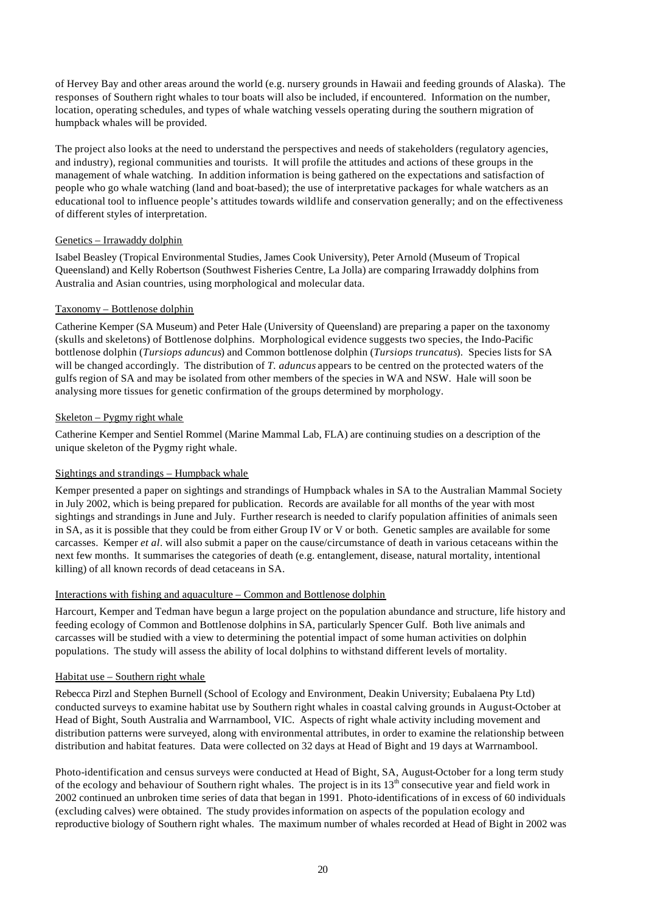of Hervey Bay and other areas around the world (e.g. nursery grounds in Hawaii and feeding grounds of Alaska). The responses of Southern right whales to tour boats will also be included, if encountered. Information on the number, location, operating schedules, and types of whale watching vessels operating during the southern migration of humpback whales will be provided.

The project also looks at the need to understand the perspectives and needs of stakeholders (regulatory agencies, and industry), regional communities and tourists. It will profile the attitudes and actions of these groups in the management of whale watching. In addition information is being gathered on the expectations and satisfaction of people who go whale watching (land and boat-based); the use of interpretative packages for whale watchers as an educational tool to influence people's attitudes towards wildlife and conservation generally; and on the effectiveness of different styles of interpretation.

Genetics – Irrawaddy dolphin

Isabel Beasley (Tropical Environmental Studies, James Cook University), Peter Arnold (Museum of Tropical Queensland) and Kelly Robertson (Southwest Fisheries Centre, La Jolla) are comparing Irrawaddy dolphins from Australia and Asian countries, using morphological and molecular data.

Taxonomy – Bottlenose dolphin

Catherine Kemper (SA Museum) and Peter Hale (University of Queensland) are preparing a paper on the taxonomy (skulls and skeletons) of Bottlenose dolphins. Morphological evidence suggests two species, the Indo-Pacific bottlenose dolphin (*Tursiops aduncus*) and Common bottlenose dolphin (*Tursiops truncatus*). Species lists for SA will be changed accordingly. The distribution of *T. aduncus* appears to be centred on the protected waters of the gulfs region of SA and may be isolated from other members of the species in WA and NSW. Hale will soon be analysing more tissues for genetic confirmation of the groups determined by morphology.

Skeleton – Pygmy right whale

Catherine Kemper and Sentiel Rommel (Marine Mammal Lab, FLA) are continuing studies on a description of the unique skeleton of the Pygmy right whale.

Sightings and strandings – Humpback whale

Kemper presented a paper on sightings and strandings of Humpback whales in SA to the Australian Mammal Society in July 2002, which is being prepared for publication. Records are available for all months of the year with most sightings and strandings in June and July. Further research is needed to clarify population affinities of animals seen in SA, as it is possible that they could be from either Group IV or V or both. Genetic samples are available for some carcasses. Kemper *et al*. will also submit a paper on the cause/circumstance of death in various cetaceans within the next few months. It summarises the categories of death (e.g. entanglement, disease, natural mortality, intentional killing) of all known records of dead cetaceans in SA.

Interactions with fishing and aquaculture – Common and Bottlenose dolphin

Harcourt, Kemper and Tedman have begun a large project on the population abundance and structure, life history and feeding ecology of Common and Bottlenose dolphins in SA, particularly Spencer Gulf. Both live animals and carcasses will be studied with a view to determining the potential impact of some human activities on dolphin populations. The study will assess the ability of local dolphins to withstand different levels of mortality.

Habitat use – Southern right whale

Rebecca Pirzl and Stephen Burnell (School of Ecology and Environment, Deakin University; Eubalaena Pty Ltd) conducted surveys to examine habitat use by Southern right whales in coastal calving grounds in August-October at Head of Bight, South Australia and Warrnambool, VIC. Aspects of right whale activity including movement and distribution patterns were surveyed, along with environmental attributes, in order to examine the relationship between distribution and habitat features. Data were collected on 32 days at Head of Bight and 19 days at Warrnambool.

Photo-identification and census surveys were conducted at Head of Bight, SA, August-October for a long term study of the ecology and behaviour of Southern right whales. The project is in its 13th consecutive year and field work in 2002 continued an unbroken time series of data that began in 1991. Photo-identifications of in excess of 60 individuals (excluding calves) were obtained. The study provides information on aspects of the population ecology and reproductive biology of Southern right whales. The maximum number of whales recorded at Head of Bight in 2002 was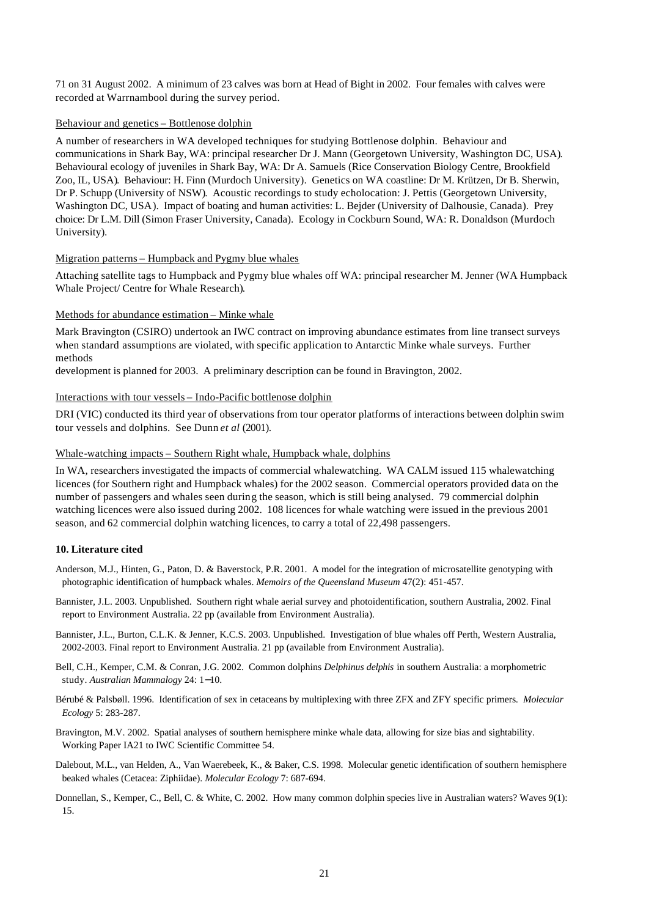71 on 31 August 2002. A minimum of 23 calves was born at Head of Bight in 2002. Four females with calves were recorded at Warrnambool during the survey period.

Behaviour and genetics – Bottlenose dolphin

A number of researchers in WA developed techniques for studying Bottlenose dolphin. Behaviour and communications in Shark Bay, WA: principal researcher Dr J. Mann (Georgetown University, Washington DC, USA). Behavioural ecology of juveniles in Shark Bay, WA: Dr A. Samuels (Rice Conservation Biology Centre, Brookfield Zoo, IL, USA). Behaviour: H. Finn (Murdoch University). Genetics on WA coastline: Dr M. Krützen, Dr B. Sherwin, Dr P. Schupp (University of NSW). Acoustic recordings to study echolocation: J. Pettis (Georgetown University, Washington DC, USA). Impact of boating and human activities: L. Bejder (University of Dalhousie, Canada). Prey choice: Dr L.M. Dill (Simon Fraser University, Canada). Ecology in Cockburn Sound, WA: R. Donaldson (Murdoch University).

Migration patterns – Humpback and Pygmy blue whales

Attaching satellite tags to Humpback and Pygmy blue whales off WA: principal researcher M. Jenner (WA Humpback Whale Project/ Centre for Whale Research).

Methods for abundance estimation – Minke whale

Mark Bravington (CSIRO) undertook an IWC contract on improving abundance estimates from line transect surveys when standard assumptions are violated, with specific application to Antarctic Minke whale surveys. Further methods development is planned for 2003. A preliminary description can be found in Bravington, 2002.

Interactions with tour vessels – Indo-Pacific bottlenose dolphin

DRI (VIC) conducted its third year of observations from tour operator platforms of interactions between dolphin swim tour vessels and dolphins. See Dunn *et al* (2001).

Whale-watching impacts – Southern Right whale, Humpback whale, dolphins

In WA, researchers investigated the impacts of commercial whalewatching. WA CALM issued 115 whalewatching licences (for Southern right and Humpback whales) for the 2002 season. Commercial operators provided data on the number of passengers and whales seen during the season, which is still being analysed. 79 commercial dolphin watching licences were also issued during 2002. 108 licences for whale watching were issued in the previous 2001 season, and 62 commercial dolphin watching licences, to carry a total of 22,498 passengers.

### 10. Literature cited

Anderson, M.J., Hinten, G., Paton, D. & Baverstock, P.R. 2001. A model for the integration of microsatellite genotyping with photographic identification of humpback whales. *Memoirs of the Queensland Museum* 47(2): 451-457.

Bannister, J.L. 2003. Unpublished. Southern right whale aerial survey and photoidentification, southern Australia, 2002. Final report to Environment Australia. 22 pp (available from Environment Australia).

Bannister, J.L., Burton, C.L.K. & Jenner, K.C.S. 2003. Unpublished. Investigation of blue whales off Perth, Western Australia, 2002-2003. Final report to Environment Australia. 21 pp (available from Environment Australia).

Bell, C.H., Kemper, C.M. & Conran, J.G. 2002. Common dolphins *Delphinus delphis* in southern Australia: a morphometric study. *Australian Mammalogy* 24: 1–10.

Bérubé & Palsbøll. 1996. Identification of sex in cetaceans by multiplexing with three ZFX and ZFY specific primers. *Molecular Ecology* 5: 283-287.

Bravington, M.V. 2002. Spatial analyses of southern hemisphere minke whale data, allowing for size bias and sightability. Working Paper IA21 to IWC Scientific Committee 54.

Dalebout, M.L., van Helden, A., Van Waerebeek, K., & Baker, C.S. 1998. Molecular genetic identification of southern hemisphere beaked whales (Cetacea: Ziphiidae). *Molecular Ecology* 7: 687-694.

Donnellan, S., Kemper, C., Bell, C. & White, C. 2002. How many common dolphin species live in Australian waters? Waves 9(1): 15.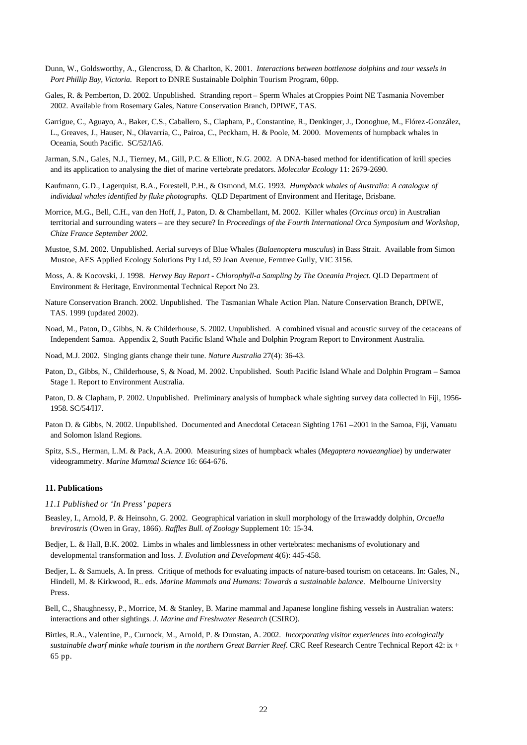Dunn, W., Goldsworthy, A., Glencross, D. & Charlton, K. 2001. *Interactions between bottlenose dolphins and tour vessels in Port Phillip Bay, Victoria.* Report to DNRE Sustainable Dolphin Tourism Program, 60pp.

Gales, R. & Pemberton, D. 2002. Unpublished. Stranding report – Sperm Whales at Croppies Point NE Tasmania November 2002. Available from Rosemary Gales, Nature Conservation Branch, DPIWE, TAS.

Garrigue, C., Aguayo, A., Baker, C.S., Caballero, S., Clapham, P., Constantine, R., Denkinger, J., Donoghue, M., Flórez-González, L., Greaves, J., Hauser, N., Olavarría, C., Pairoa, C., Peckham, H. & Poole, M. 2000. Movements of humpback whales in Oceania, South Pacific. SC/52/IA6.

Jarman, S.N., Gales, N.J., Tierney, M., Gill, P.C. & Elliott, N.G. 2002. A DNA-based method for identification of krill species and its application to analysing the diet of marine vertebrate predators. *Molecular Ecology* 11: 2679-2690.

Kaufmann, G.D., Lagerquist, B.A., Forestell, P.H., & Osmond, M.G. 1993. *Humpback whales of Australia: A catalogue of individual whales identified by fluke photographs.* QLD Department of Environment and Heritage, Brisbane.

Morrice, M.G., Bell, C.H., van den Hoff, J., Paton, D. & Chambellant, M. 2002. Killer whales (*Orcinus orca*) in Australian territorial and surrounding waters – are they secure? In *Proceedings of the Fourth International Orca Symposium and Workshop, Chize France September 2002.*

Mustoe, S.M. 2002. Unpublished. Aerial surveys of Blue Whales (*Balaenoptera musculus*) in Bass Strait. Available from Simon Mustoe, AES Applied Ecology Solutions Pty Ltd, 59 Joan Avenue, Ferntree Gully, VIC 3156.

Moss, A. & Kocovski, J. 1998. *Hervey Bay Report - Chlorophyll-a Sampling by The Oceania Project.* QLD Department of Environment & Heritage, Environmental Technical Report No 23.

Nature Conservation Branch. 2002. Unpublished. The Tasmanian Whale Action Plan. Nature Conservation Branch, DPIWE, TAS. 1999 (updated 2002).

Noad, M., Paton, D., Gibbs, N. & Childerhouse, S. 2002. Unpublished. A combined visual and acoustic survey of the cetaceans of Independent Samoa. Appendix 2, South Pacific Island Whale and Dolphin Program Report to Environment Australia.

Noad, M.J. 2002. Singing giants change their tune. *Nature Australia* 27(4): 36-43.

Paton, D., Gibbs, N., Childerhouse, S, & Noad, M. 2002. Unpublished. South Pacific Island Whale and Dolphin Program – Samoa Stage 1. Report to Environment Australia.

Paton, D. & Clapham, P. 2002. Unpublished. Preliminary analysis of humpback whale sighting survey data collected in Fiji, 1956-1958. SC/54/H7.

Paton D. & Gibbs, N. 2002. Unpublished. Documented and Anecdotal Cetacean Sighting 1761 –2001 in the Samoa, Fiji, Vanuatu and Solomon Island Regions.

Spitz, S.S., Herman, L.M. & Pack, A.A. 2000. Measuring sizes of humpback whales (*Megaptera novaeangliae*) by underwater videogrammetry. *Marine Mammal Science* 16: 664-676.

### 11. Publications

*11.1 Published or 'In Press' papers*

Beasley, I., Arnold, P. & Heinsohn, G. 2002. Geographical variation in skull morphology of the Irrawaddy dolphin, *Orcaella brevirostris* (Owen in Gray, 1866). *Raffles Bull. of Zoology* Supplement 10: 15-34.

Bedjer, L. & Hall, B.K. 2002. Limbs in whales and limblessness in other vertebrates: mechanisms of evolutionary and developmental transformation and loss. *J. Evolution and Development* 4(6): 445-458.

Bedjer, L. & Samuels, A. In press. Critique of methods for evaluating impacts of nature-based tourism on cetaceans. In: Gales, N., Hindell, M. & Kirkwood, R.. eds. *Marine Mammals and Humans: Towards a sustainable balance.* Melbourne University Press.

Bell, C., Shaughnessy, P., Morrice, M. & Stanley, B. Marine mammal and Japanese longline fishing vessels in Australian waters: interactions and other sightings. *J. Marine and Freshwater Research* (CSIRO).

Birtles, R.A., Valentine, P., Curnock, M., Arnold, P. & Dunstan, A. 2002. *Incorporating visitor experiences into ecologically sustainable dwarf minke whale tourism in the northern Great Barrier Reef.* CRC Reef Research Centre Technical Report 42: ix + 65 pp.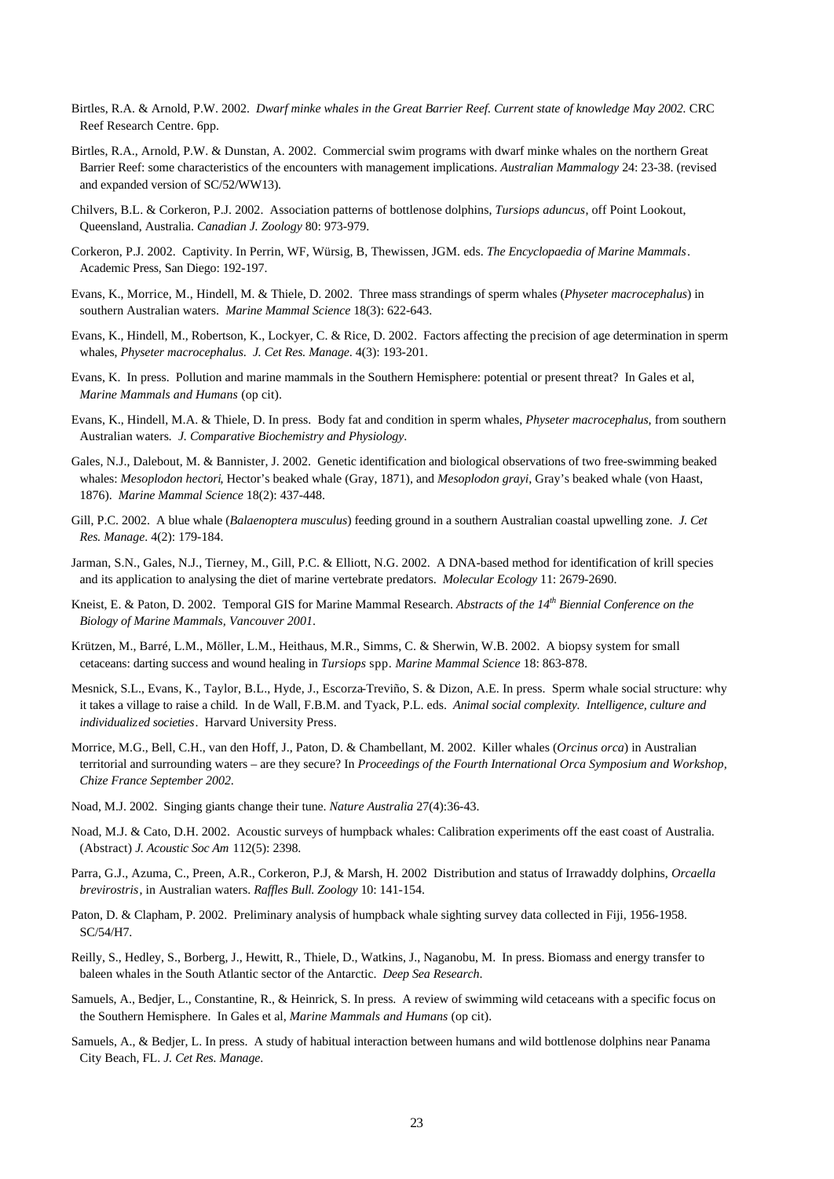Birtles, R.A. & Arnold, P.W. 2002. *Dwarf minke whales in the Great Barrier Reef. Current state of knowledge May 2002.* CRC Reef Research Centre. 6pp.

Birtles, R.A., Arnold, P.W. & Dunstan, A. 2002. Commercial swim programs with dwarf minke whales on the northern Great Barrier Reef: some characteristics of the encounters with management implications. *Australian Mammalogy* 24: 23-38. (revised and expanded version of SC/52/WW13).

Chilvers, B.L. & Corkeron, P.J. 2002. Association patterns of bottlenose dolphins, *Tursiops aduncus*, off Point Lookout, Queensland, Australia. *Canadian J. Zoology* 80: 973-979.

Corkeron, P.J. 2002. Captivity. In Perrin, WF, Würsig, B, Thewissen, JGM. eds. *The Encyclopaedia of Marine Mammals*. Academic Press, San Diego: 192-197.

Evans, K., Morrice, M., Hindell, M. & Thiele, D. 2002. Three mass strandings of sperm whales (*Physeter macrocephalus*) in southern Australian waters. *Marine Mammal Science* 18(3): 622-643.

Evans, K., Hindell, M., Robertson, K., Lockyer, C. & Rice, D. 2002. Factors affecting the precision of age determination in sperm whales, *Physeter macrocephalus*. *J. Cet Res. Manage*. 4(3): 193-201.

Evans, K. In press. Pollution and marine mammals in the Southern Hemisphere: potential or present threat? In Gales et al, *Marine Mammals and Humans* (op cit).

Evans, K., Hindell, M.A. & Thiele, D. In press. Body fat and condition in sperm whales, *Physeter macrocephalus*, from southern Australian waters. *J. Comparative Biochemistry and Physiology*.

Gales, N.J., Dalebout, M. & Bannister, J. 2002. Genetic identification and biological observations of two free-swimming beaked whales: *Mesoplodon hectori*, Hector's beaked whale (Gray, 1871), and *Mesoplodon grayi*, Gray's beaked whale (von Haast, 1876). *Marine Mammal Science* 18(2): 437-448.

Gill, P.C. 2002. A blue whale (*Balaenoptera musculus*) feeding ground in a southern Australian coastal upwelling zone. *J. Cet Res. Manage*. 4(2): 179-184.

Jarman, S.N., Gales, N.J., Tierney, M., Gill, P.C. & Elliott, N.G. 2002. A DNA-based method for identification of krill species and its application to analysing the diet of marine vertebrate predators. *Molecular Ecology* 11: 2679-2690.

Kneist, E. & Paton, D. 2002. Temporal GIS for Marine Mammal Research. *Abstracts of the 14th Biennial Conference on the Biology of Marine Mammals, Vancouver 2001*.

Krützen, M., Barré, L.M., Möller, L.M., Heithaus, M.R., Simms, C. & Sherwin, W.B. 2002. A biopsy system for small cetaceans: darting success and wound healing in *Tursiops* spp. *Marine Mammal Science* 18: 863-878.

Mesnick, S.L., Evans, K., Taylor, B.L., Hyde, J., Escorza-Treviño, S. & Dizon, A.E. In press. Sperm whale social structure: why it takes a village to raise a child. In de Wall, F.B.M. and Tyack, P.L. eds. *Animal social complexity. Intelligence, culture and individualized societies*. Harvard University Press.

Morrice, M.G., Bell, C.H., van den Hoff, J., Paton, D. & Chambellant, M. 2002. Killer whales (*Orcinus orca*) in Australian territorial and surrounding waters – are they secure? In *Proceedings of the Fourth International Orca Symposium and Workshop, Chize France September 2002*.

Noad, M.J. 2002. Singing giants change their tune. *Nature Australia* 27(4):36-43.

Noad, M.J. & Cato, D.H. 2002. Acoustic surveys of humpback whales: Calibration experiments off the east coast of Australia. (Abstract) *J. Acoustic Soc Am* 112(5): 2398.

Parra, G.J., Azuma, C., Preen, A.R., Corkeron, P.J, & Marsh, H. 2002 Distribution and status of Irrawaddy dolphins, *Orcaella brevirostris*, in Australian waters. *Raffles Bull. Zoology* 10: 141-154.

Paton, D. & Clapham, P. 2002. Preliminary analysis of humpback whale sighting survey data collected in Fiji, 1956-1958. SC/54/H7.

Reilly, S., Hedley, S., Borberg, J., Hewitt, R., Thiele, D., Watkins, J., Naganobu, M. In press. Biomass and energy transfer to baleen whales in the South Atlantic sector of the Antarctic. *Deep Sea Research*.

Samuels, A., Bedjer, L., Constantine, R., & Heinrick, S. In press. A review of swimming wild cetaceans with a specific focus on the Southern Hemisphere. In Gales et al, *Marine Mammals and Humans* (op cit).

Samuels, A., & Bedjer, L. In press. A study of habitual interaction between humans and wild bottlenose dolphins near Panama City Beach, FL. *J. Cet Res. Manage*.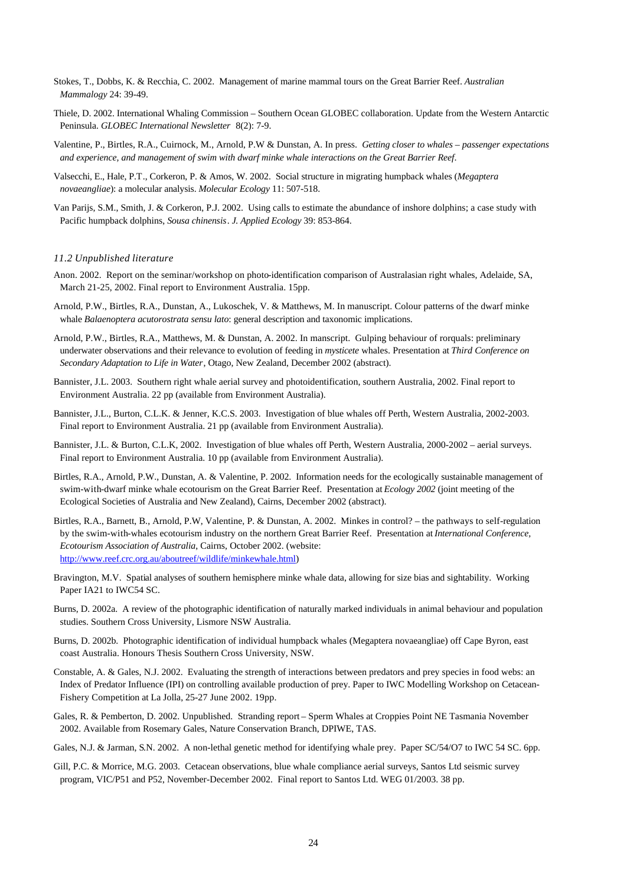Stokes, T., Dobbs, K. & Recchia, C. 2002. Management of marine mammal tours on the Great Barrier Reef. *Australian Mammalogy* 24: 39-49.

Thiele, D. 2002. International Whaling Commission – Southern Ocean GLOBEC collaboration. Update from the Western Antarctic Peninsula. *GLOBEC International Newsletter* 8(2): 7-9.

Valentine, P., Birtles, R.A., Cuirnock, M., Arnold, P.W & Dunstan, A. In press. *Getting closer to whales – passenger expectations and experience, and management of swim with dwarf minke whale interactions on the Great Barrier Reef*.

Valsecchi, E., Hale, P.T., Corkeron, P. & Amos, W. 2002. Social structure in migrating humpback whales (*Megaptera novaeangliae*): a molecular analysis. *Molecular Ecology* 11: 507-518.

Van Parijs, S.M., Smith, J. & Corkeron, P.J. 2002. Using calls to estimate the abundance of inshore dolphins; a case study with Pacific humpback dolphins, *Sousa chinensis*. *J. Applied Ecology* 39: 853-864.

### *11.2 Unpublished literature*

Anon. 2002. Report on the seminar/workshop on photo-identification comparison of Australasian right whales, Adelaide, SA, March 21-25, 2002. Final report to Environment Australia. 15pp.

Arnold, P.W., Birtles, R.A., Dunstan, A., Lukoschek, V. & Matthews, M. In manuscript. Colour patterns of the dwarf minke whale *Balaenoptera acutorostrata sensu lato*: general description and taxonomic implications.

Arnold, P.W., Birtles, R.A., Matthews, M. & Dunstan, A. 2002. In manscript. Gulping behaviour of rorquals: preliminary underwater observations and their relevance to evolution of feeding in *mysticete* whales. Presentation at *Third Conference on Secondary Adaptation to Life in Water*, Otago, New Zealand, December 2002 (abstract).

Bannister, J.L. 2003. Southern right whale aerial survey and photoidentification, southern Australia, 2002. Final report to Environment Australia. 22 pp (available from Environment Australia).

Bannister, J.L., Burton, C.L.K. & Jenner, K.C.S. 2003. Investigation of blue whales off Perth, Western Australia, 2002-2003. Final report to Environment Australia. 21 pp (available from Environment Australia).

Bannister, J.L. & Burton, C.L.K, 2002. Investigation of blue whales off Perth, Western Australia, 2000-2002 – aerial surveys. Final report to Environment Australia. 10 pp (available from Environment Australia).

Birtles, R.A., Arnold, P.W., Dunstan, A. & Valentine, P. 2002. Information needs for the ecologically sustainable management of swim-with-dwarf minke whale ecotourism on the Great Barrier Reef. Presentation at *Ecology 2002* (joint meeting of the Ecological Societies of Australia and New Zealand), Cairns, December 2002 (abstract).

Birtles, R.A., Barnett, B., Arnold, P.W, Valentine, P. & Dunstan, A. 2002. Minkes in control? – the pathways to self-regulation by the swim-with-whales ecotourism industry on the northern Great Barrier Reef. Presentation at *International Conference, Ecotourism Association of Australia*, Cairns, October 2002. (website: http://www.reef.crc.org.au/aboutreef/wildlife/minkewhale.html)

Bravington, M.V. Spatial analyses of southern hemisphere minke whale data, allowing for size bias and sightability. Working Paper IA21 to IWC54 SC.

Burns, D. 2002a. A review of the photographic identification of naturally marked individuals in animal behaviour and population studies. Southern Cross University, Lismore NSW Australia.

Burns, D. 2002b. Photographic identification of individual humpback whales (Megaptera novaeangliae) off Cape Byron, east coast Australia. Honours Thesis Southern Cross University, NSW.

Constable, A. & Gales, N.J. 2002. Evaluating the strength of interactions between predators and prey species in food webs: an Index of Predator Influence (IPI) on controlling available production of prey. Paper to IWC Modelling Workshop on Cetacean-Fishery Competition at La Jolla, 25-27 June 2002. 19pp.

Gales, R. & Pemberton, D. 2002. Unpublished. Stranding report – Sperm Whales at Croppies Point NE Tasmania November 2002. Available from Rosemary Gales, Nature Conservation Branch, DPIWE, TAS.

Gales, N.J. & Jarman, S.N. 2002. A non-lethal genetic method for identifying whale prey. Paper SC/54/O7 to IWC 54 SC. 6pp.

Gill, P.C. & Morrice, M.G. 2003. Cetacean observations, blue whale compliance aerial surveys, Santos Ltd seismic survey program, VIC/P51 and P52, November-December 2002. Final report to Santos Ltd. WEG 01/2003. 38 pp.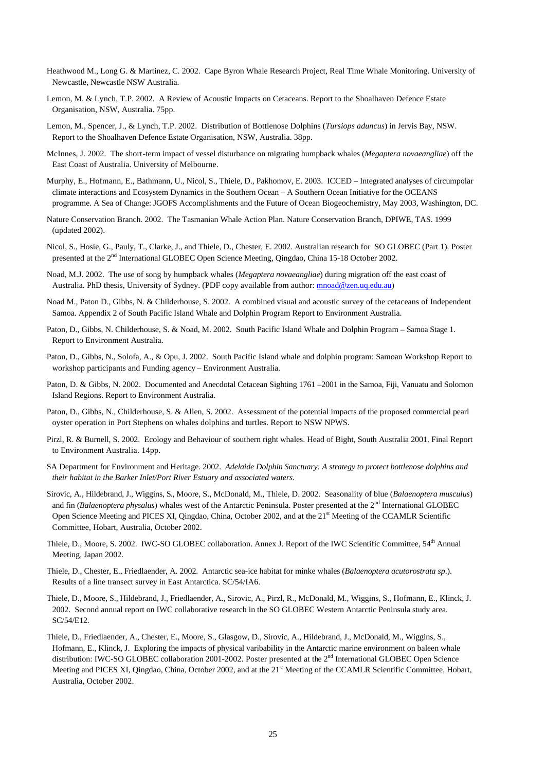Heathwood M., Long G. & Martinez, C. 2002. Cape Byron Whale Research Project, Real Time Whale Monitoring. University of Newcastle, Newcastle NSW Australia.

Lemon, M. & Lynch, T.P. 2002. A Review of Acoustic Impacts on Cetaceans. Report to the Shoalhaven Defence Estate Organisation, NSW, Australia. 75pp.

Lemon, M., Spencer, J., & Lynch, T.P. 2002. Distribution of Bottlenose Dolphins (*Tursiops aduncus*) in Jervis Bay, NSW. Report to the Shoalhaven Defence Estate Organisation, NSW, Australia. 38pp.

McInnes, J. 2002. The short-term impact of vessel disturbance on migrating humpback whales (*Megaptera novaeangliae*) off the East Coast of Australia. University of Melbourne.

Murphy, E., Hofmann, E., Bathmann, U., Nicol, S., Thiele, D., Pakhomov, E. 2003. ICCED – Integrated analyses of circumpolar climate interactions and Ecosystem Dynamics in the Southern Ocean – A Southern Ocean Initiative for the OCEANS programme. A Sea of Change: JGOFS Accomplishments and the Future of Ocean Biogeochemistry, May 2003, Washington, DC.

Nature Conservation Branch. 2002. The Tasmanian Whale Action Plan. Nature Conservation Branch, DPIWE, TAS. 1999 (updated 2002).

Nicol, S., Hosie, G., Pauly, T., Clarke, J., and Thiele, D., Chester, E. 2002. Australian research for SO GLOBEC (Part 1). Poster presented at the 2nd International GLOBEC Open Science Meeting, Qingdao, China 15-18 October 2002.

Noad, M.J. 2002. The use of song by humpback whales (*Megaptera novaeangliae*) during migration off the east coast of Australia. PhD thesis, University of Sydney. (PDF copy available from author: mnoad@zen.uq.edu.au)

Noad M., Paton D., Gibbs, N. & Childerhouse, S. 2002. A combined visual and acoustic survey of the cetaceans of Independent Samoa. Appendix 2 of South Pacific Island Whale and Dolphin Program Report to Environment Australia.

Paton, D., Gibbs, N. Childerhouse, S. & Noad, M. 2002. South Pacific Island Whale and Dolphin Program – Samoa Stage 1. Report to Environment Australia.

Paton, D., Gibbs, N., Solofa, A., & Opu, J. 2002. South Pacific Island whale and dolphin program: Samoan Workshop Report to workshop participants and Funding agency – Environment Australia.

Paton, D. & Gibbs, N. 2002. Documented and Anecdotal Cetacean Sighting 1761 –2001 in the Samoa, Fiji, Vanuatu and Solomon Island Regions. Report to Environment Australia.

Paton, D., Gibbs, N., Childerhouse, S. & Allen, S. 2002. Assessment of the potential impacts of the proposed commercial pearl oyster operation in Port Stephens on whales dolphins and turtles. Report to NSW NPWS.

Pirzl, R. & Burnell, S. 2002. Ecology and Behaviour of southern right whales. Head of Bight, South Australia 2001. Final Report to Environment Australia. 14pp.

SA Department for Environment and Heritage. 2002. *Adelaide Dolphin Sanctuary: A strategy to protect bottlenose dolphins and their habitat in the Barker Inlet/Port River Estuary and associated waters.*

Sirovic, A., Hildebrand, J., Wiggins, S., Moore, S., McDonald, M., Thiele, D. 2002. Seasonality of blue (*Balaenoptera musculus*) and fin (*Balaenoptera physalus*) whales west of the Antarctic Peninsula. Poster presented at the 2nd International GLOBEC Open Science Meeting and PICES XI, Qingdao, China, October 2002, and at the 21st Meeting of the CCAMLR Scientific Committee, Hobart, Australia, October 2002.

Thiele, D., Moore, S. 2002. IWC-SO GLOBEC collaboration. Annex J. Report of the IWC Scientific Committee, 54th Annual Meeting, Japan 2002.

Thiele, D., Chester, E., Friedlaender, A. 2002. Antarctic sea-ice habitat for minke whales (*Balaenoptera acutorostrata sp*.). Results of a line transect survey in East Antarctica. SC/54/IA6.

Thiele, D., Moore, S., Hildebrand, J., Friedlaender, A., Sirovic, A., Pirzl, R., McDonald, M., Wiggins, S., Hofmann, E., Klinck, J. 2002. Second annual report on IWC collaborative research in the SO GLOBEC Western Antarctic Peninsula study area. SC/54/E12.

Thiele, D., Friedlaender, A., Chester, E., Moore, S., Glasgow, D., Sirovic, A., Hildebrand, J., McDonald, M., Wiggins, S., Hofmann, E., Klinck, J. Exploring the impacts of physical varibability in the Antarctic marine environment on baleen whale distribution: IWC-SO GLOBEC collaboration 2001-2002. Poster presented at the 2nd International GLOBEC Open Science Meeting and PICES XI, Qingdao, China, October 2002, and at the 21st Meeting of the CCAMLR Scientific Committee, Hobart, Australia, October 2002.